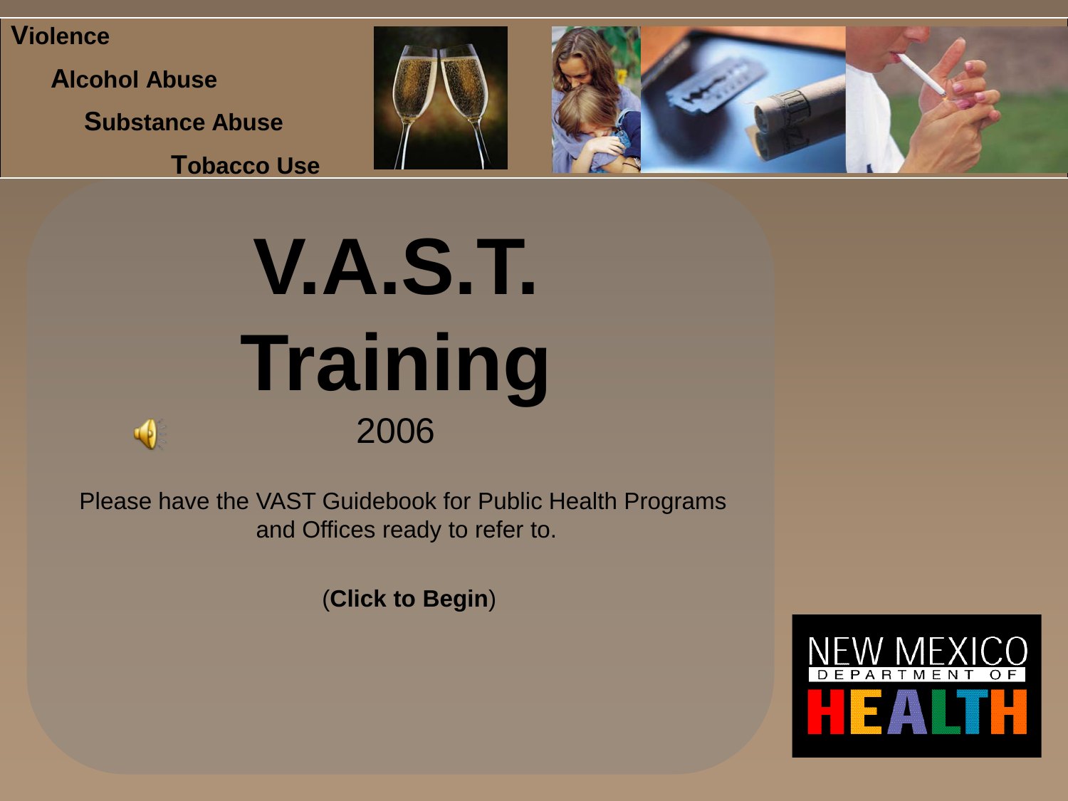**V**iolence

**A**lcohol Abuse

**S**ubstance Abuse

**T**obacco Use

# V.A.S.T. Training

2006

Please have the VAST Guidebook for Public Health Programs and Offices ready to refer to.

(**Click to Begin**)

NEW MEXICO DEPARTMENT OF HEALTH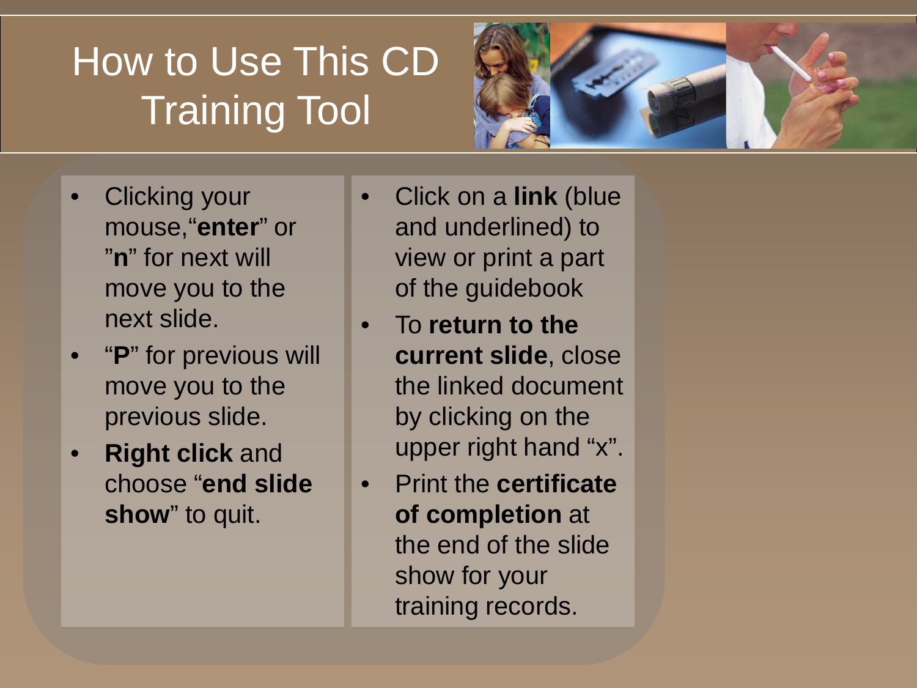# How to Use This CD Training Tool

- Clicking your mouse,"**enter**" or "**n**" for next will move you to the next slide.
- "**P**" for previous will move you to the previous slide.
- **Right click** and choose "**end slide show**" to quit.
- Click on a **link** (blue and underlined) to view or print a part of the guidebook
- To **return to the current slide**, close the linked document by clicking on the upper right hand "x".
- Print the **certificate of completion** at the end of the slide show for your training records.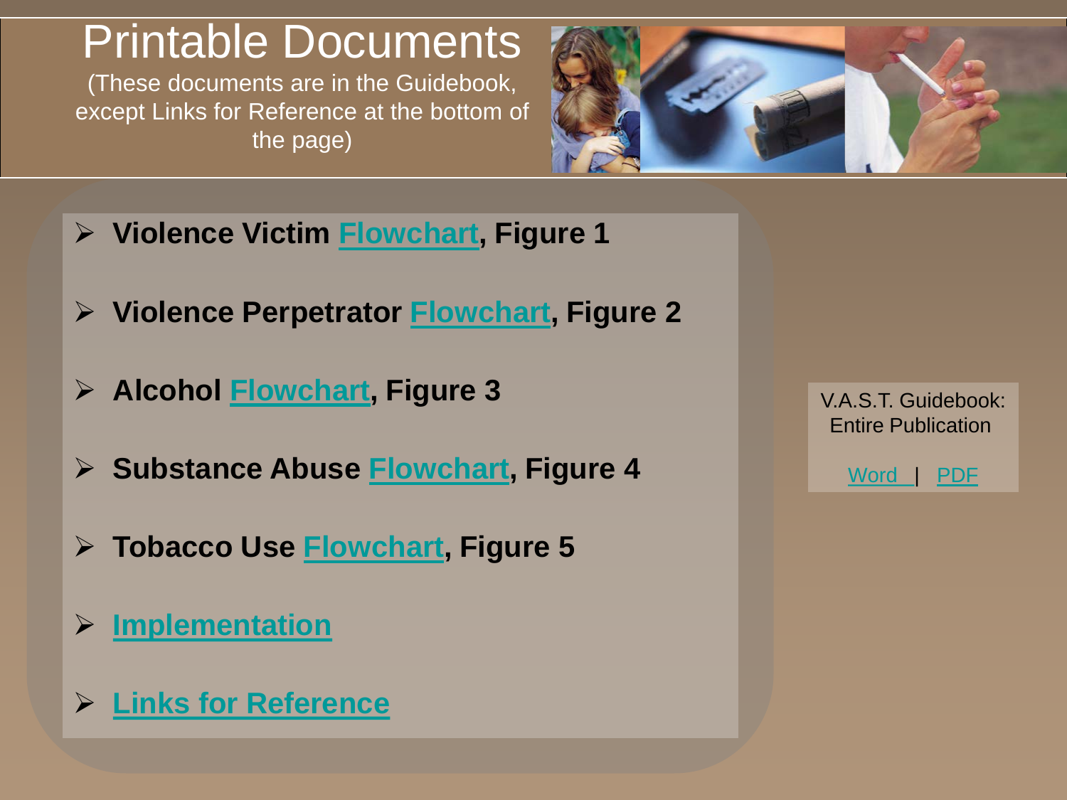# Printable Documents

(These documents are in the Guidebook, except Links for Reference at the bottom of the page)

- **Violence Victim Flowchart, Figure 1**
- **Violence Perpetrator Flowchart, Figure 2**
- **Alcohol Flowchart, Figure 3**
- **Substance Abuse Flowchart, Figure 4**
- **Tobacco Use Flowchart, Figure 5**
- **Implementation**
- **Links for Reference**

V.A.S.T. Guidebook: Entire Publication

Word | PDF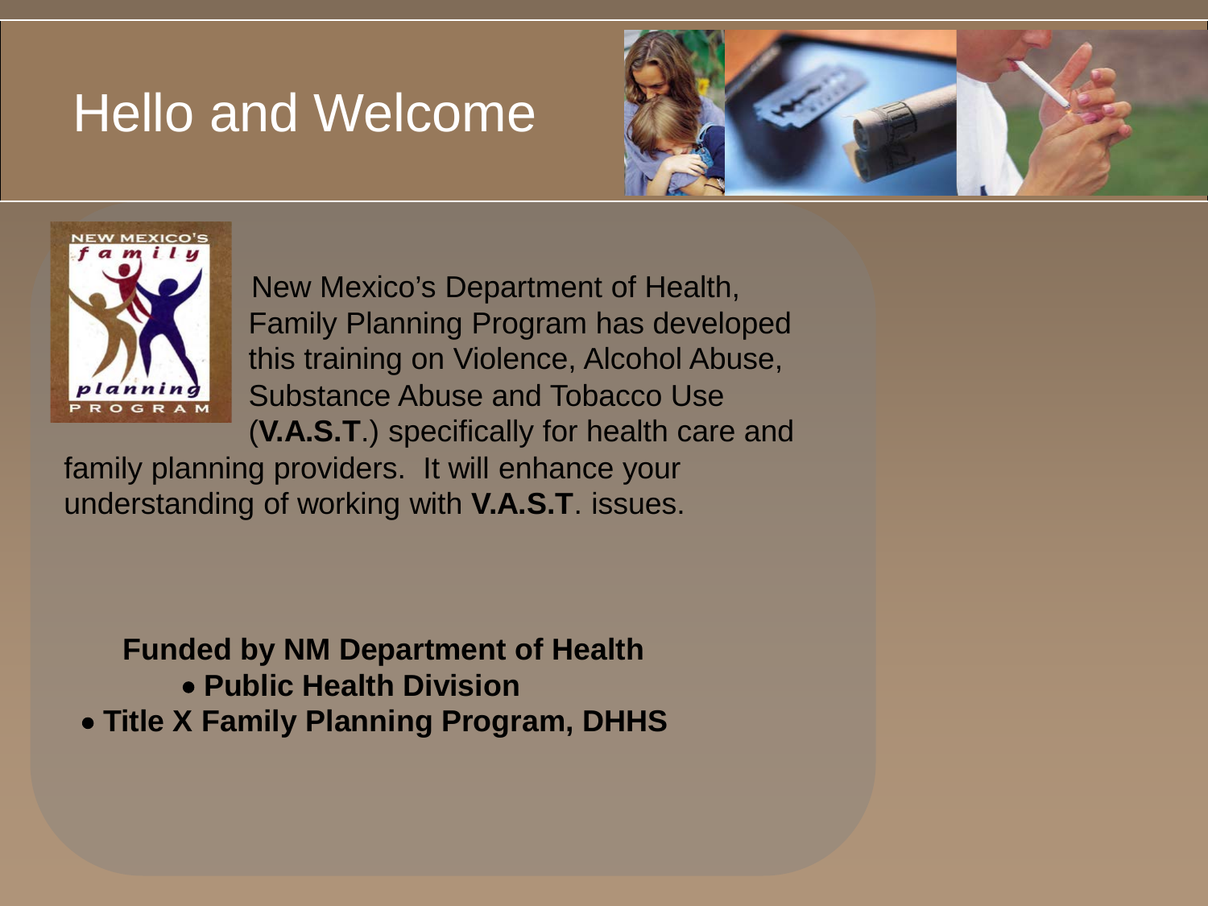# Hello and Welcome

New Mexico's Department of Health, Family Planning Program has developed this training on Violence, Alcohol Abuse, Substance Abuse and Tobacco Use (**V.A.S.T**.) specifically for health care and family planning providers. It will enhance your understanding of working with **V.A.S.T**. issues.

**Funded by NM Department of Health**

- **Public Health Division**
- **Title X Family Planning Program, DHHS**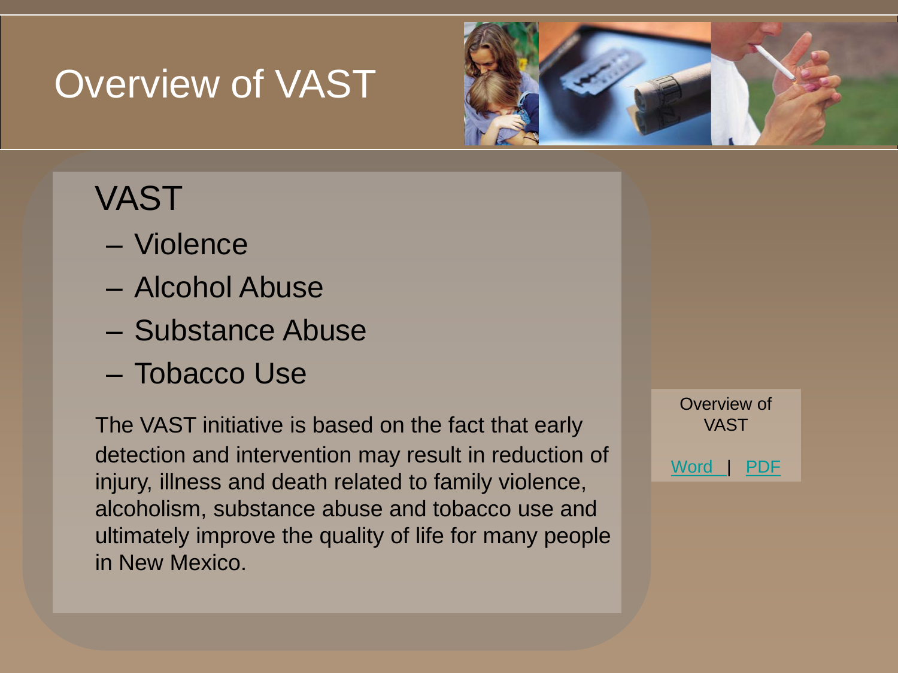# Overview of VAST

## VAST

- Violence
- Alcohol Abuse
- Substance Abuse
- Tobacco Use

The VAST initiative is based on the fact that early detection and intervention may result in reduction of injury, illness and death related to family violence, alcoholism, substance abuse and tobacco use and ultimately improve the quality of life for many people in New Mexico.

Overview of VAST

Word | PDF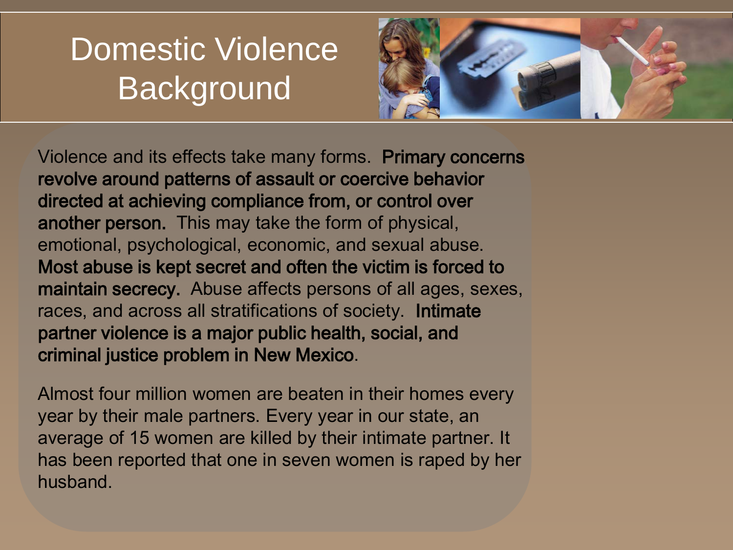# Domestic Violence Background

Violence and its effects take many forms. **Primary concerns revolve around patterns of assault or coercive behavior directed at achieving compliance from, or control over another person.** This may take the form of physical, emotional, psychological, economic, and sexual abuse. **Most abuse is kept secret and often the victim is forced to maintain secrecy.** Abuse affects persons of all ages, sexes, races, and across all stratifications of society. **Intimate partner violence is a major public health, social, and criminal justice problem in New Mexico**.

Almost four million women are beaten in their homes every year by their male partners. Every year in our state, an average of 15 women are killed by their intimate partner. It has been reported that one in seven women is raped by her husband.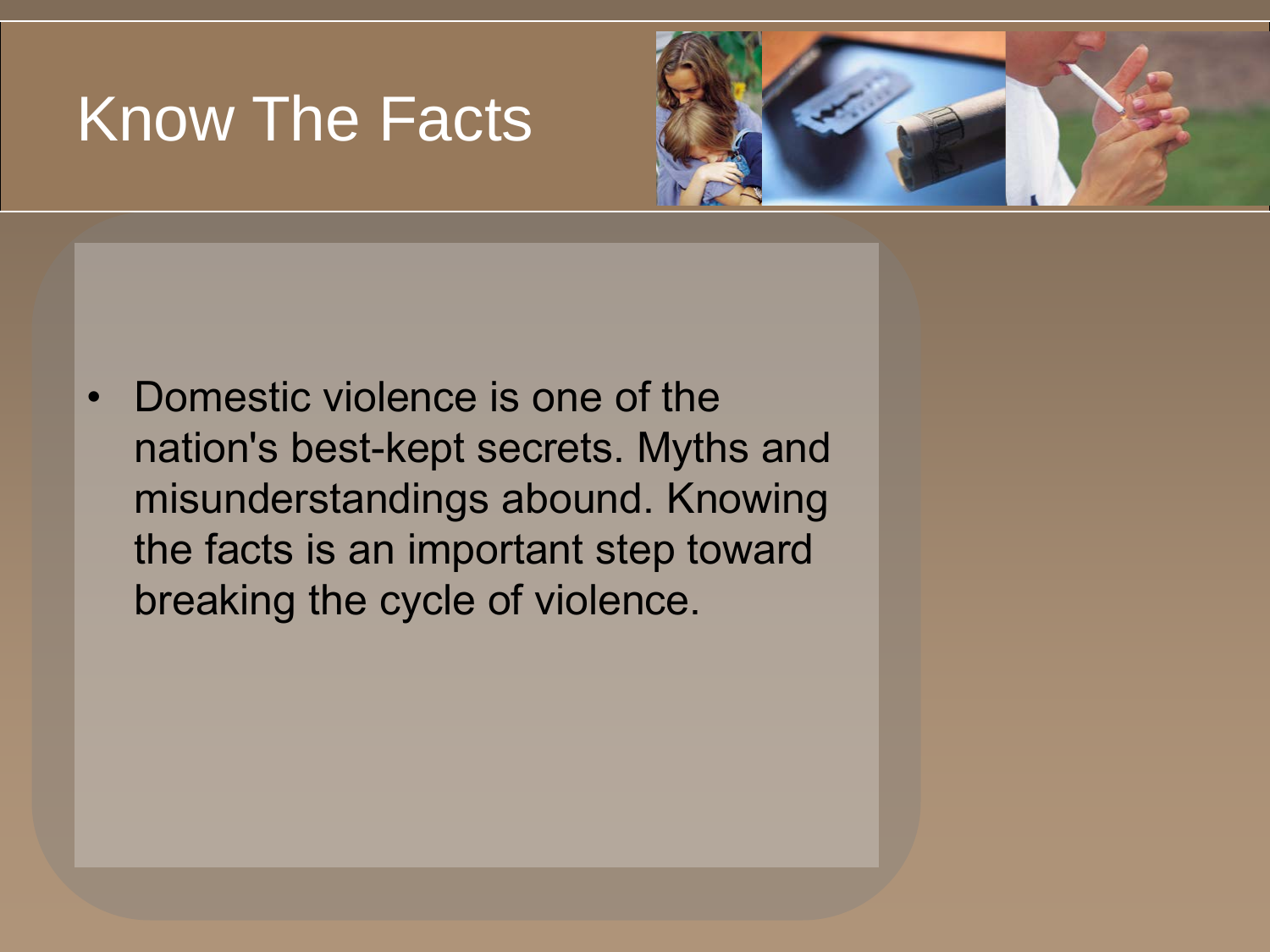# Know The Facts

- Domestic violence is one of the nation's best-kept secrets. Myths and misunderstandings abound. Knowing the facts is an important step toward breaking the cycle of violence.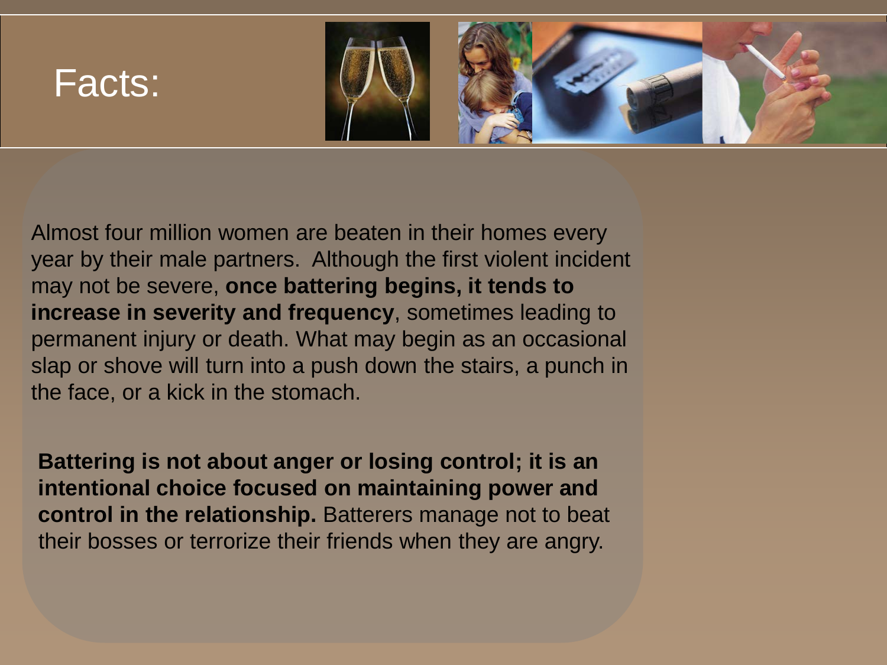# Facts:

Almost four million women are beaten in their homes every year by their male partners. Although the first violent incident may not be severe, **once battering begins, it tends to increase in severity and frequency**, sometimes leading to permanent injury or death. What may begin as an occasional slap or shove will turn into a push down the stairs, a punch in the face, or a kick in the stomach.

**Battering is not about anger or losing control; it is an intentional choice focused on maintaining power and control in the relationship.** Batterers manage not to beat their bosses or terrorize their friends when they are angry.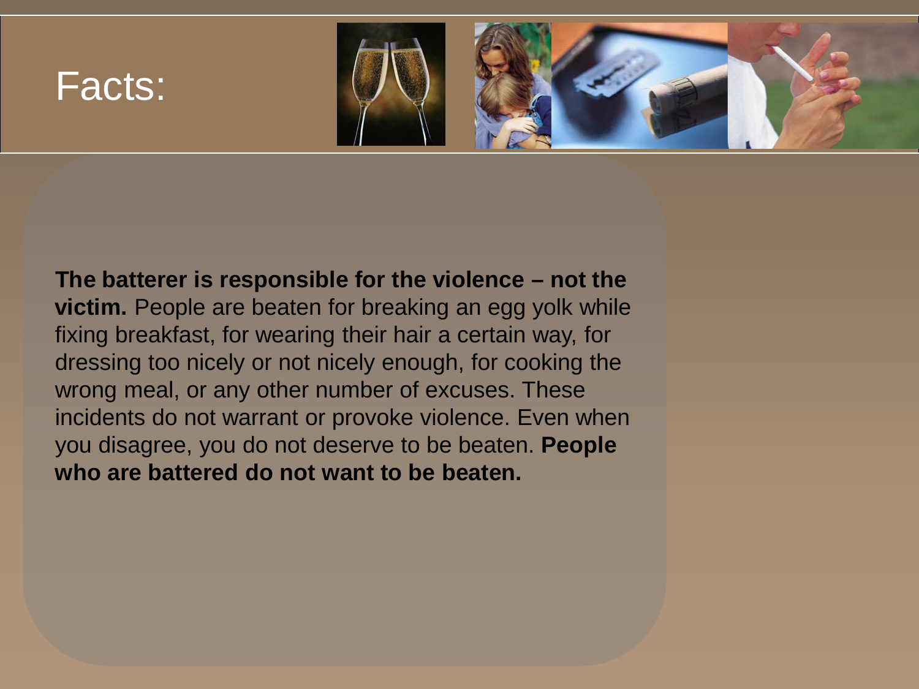# Facts:

**The batterer is responsible for the violence – not the victim.** People are beaten for breaking an egg yolk while fixing breakfast, for wearing their hair a certain way, for dressing too nicely or not nicely enough, for cooking the wrong meal, or any other number of excuses. These incidents do not warrant or provoke violence. Even when you disagree, you do not deserve to be beaten. **People who are battered do not want to be beaten.**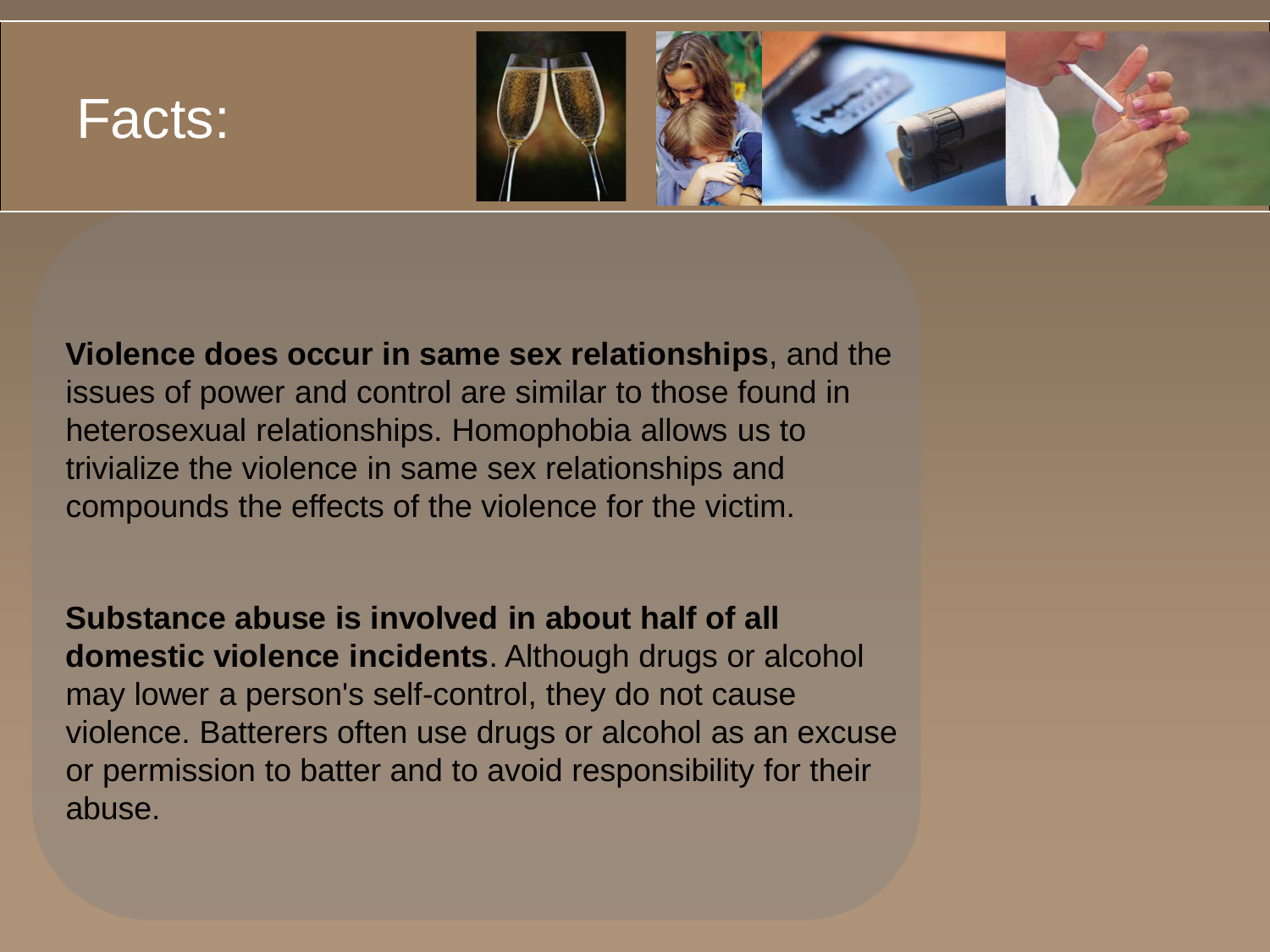# Facts:

**Violence does occur in same sex relationships**, and the issues of power and control are similar to those found in heterosexual relationships. Homophobia allows us to trivialize the violence in same sex relationships and compounds the effects of the violence for the victim.

**Substance abuse is involved in about half of all domestic violence incidents**. Although drugs or alcohol may lower a person's self-control, they do not cause violence. Batterers often use drugs or alcohol as an excuse or permission to batter and to avoid responsibility for their abuse.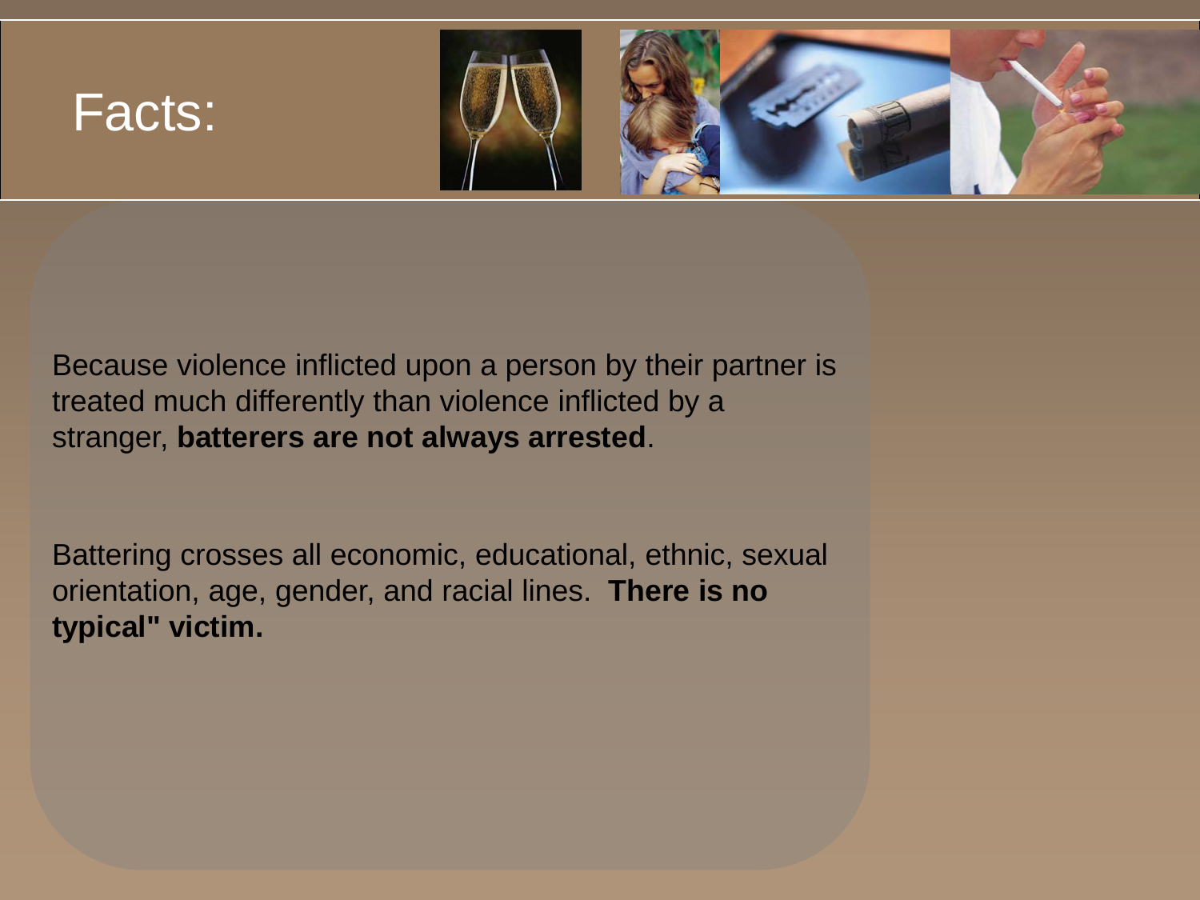# Facts:

Because violence inflicted upon a person by their partner is treated much differently than violence inflicted by a stranger, **batterers are not always arrested**.

Battering crosses all economic, educational, ethnic, sexual orientation, age, gender, and racial lines. **There is no typical" victim.**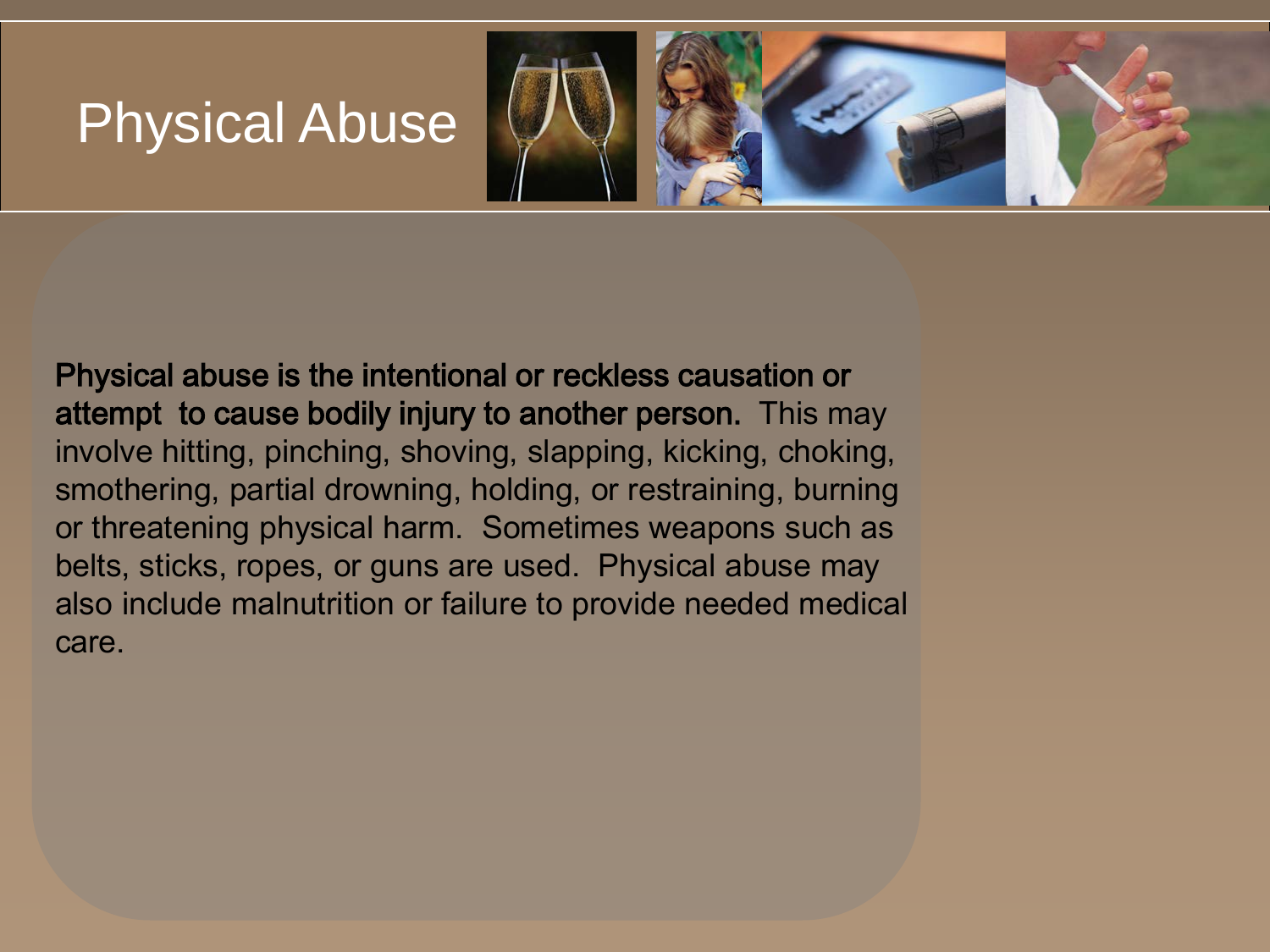# Physical Abuse

**Physical abuse is the intentional or reckless causation or attempt to cause bodily injury to another person.** This may involve hitting, pinching, shoving, slapping, kicking, choking, smothering, partial drowning, holding, or restraining, burning or threatening physical harm. Sometimes weapons such as belts, sticks, ropes, or guns are used. Physical abuse may also include malnutrition or failure to provide needed medical care.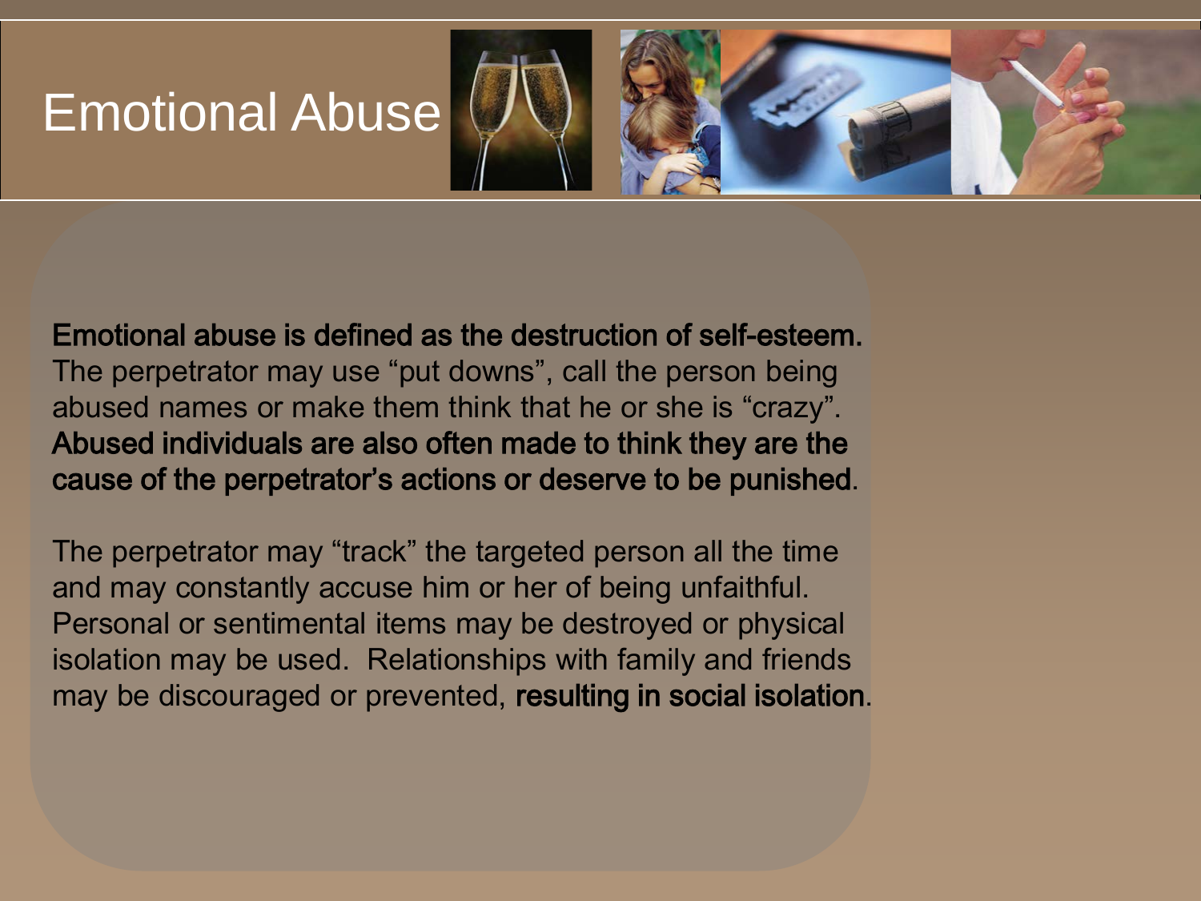# Emotional Abuse

**Emotional abuse is defined as the destruction of self-esteem.** The perpetrator may use "put downs", call the person being abused names or make them think that he or she is "crazy". **Abused individuals are also often made to think they are the cause of the perpetrator's actions or deserve to be punished**.

The perpetrator may "track" the targeted person all the time and may constantly accuse him or her of being unfaithful. Personal or sentimental items may be destroyed or physical isolation may be used. Relationships with family and friends may be discouraged or prevented, **resulting in social isolation**.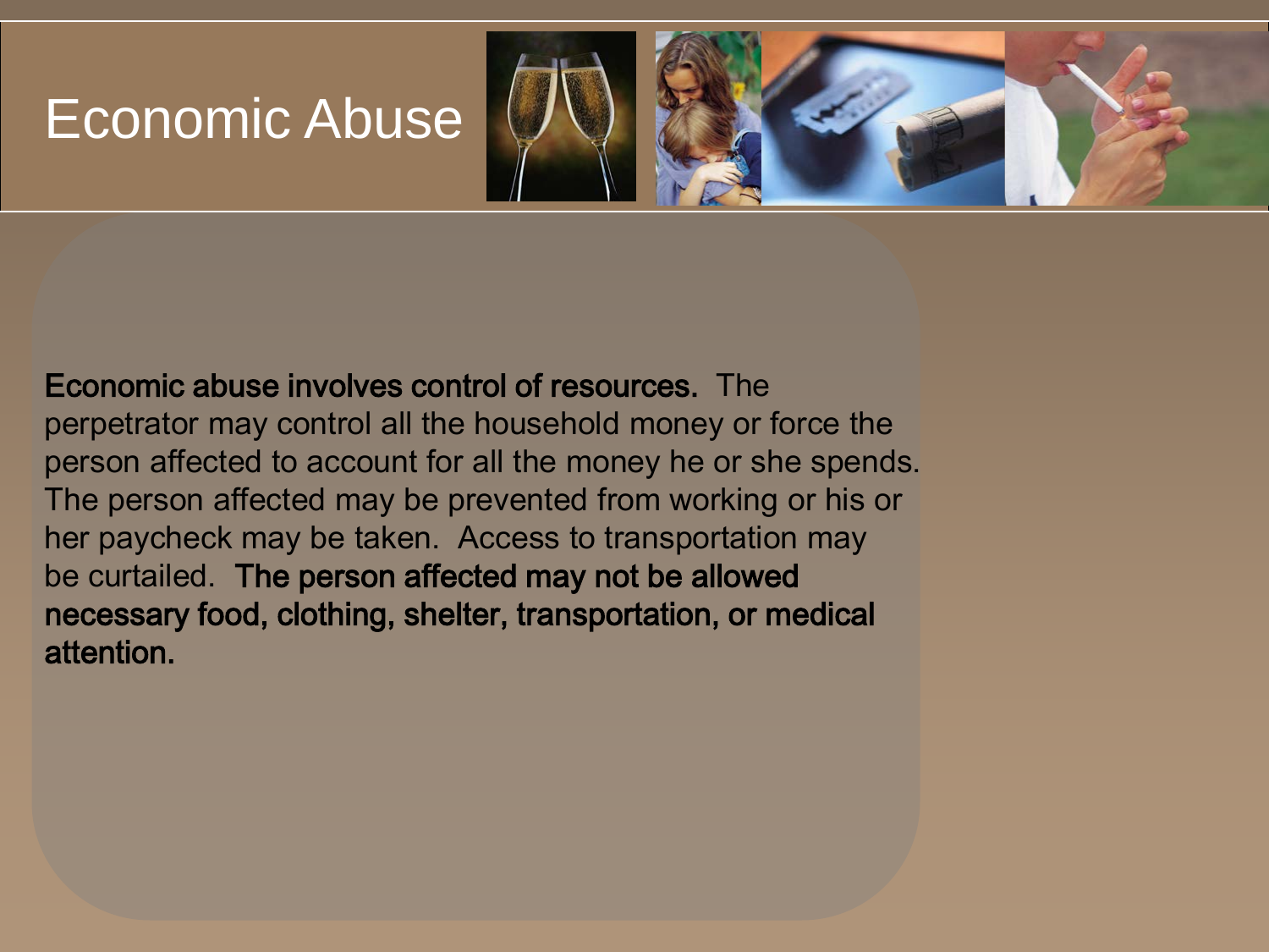# Economic Abuse

**Economic abuse involves control of resources.** The perpetrator may control all the household money or force the person affected to account for all the money he or she spends. The person affected may be prevented from working or his or her paycheck may be taken. Access to transportation may be curtailed. **The person affected may not be allowed necessary food, clothing, shelter, transportation, or medical attention.**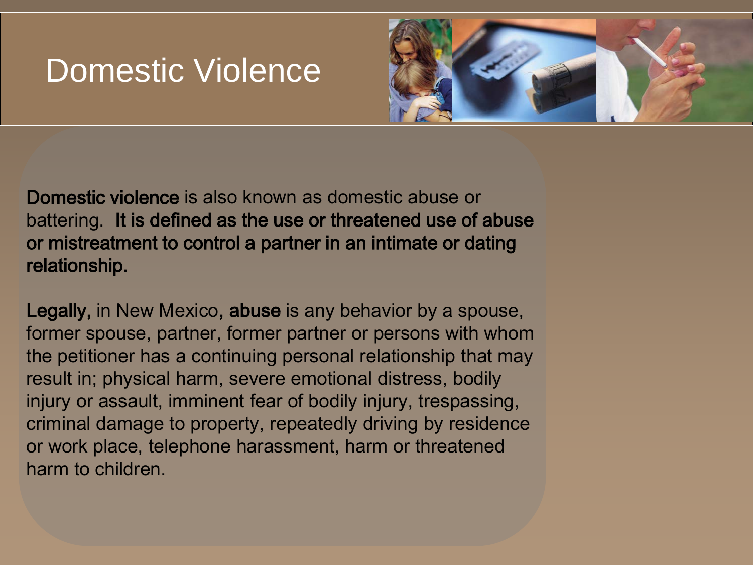# Domestic Violence

**Domestic violence** is also known as domestic abuse or battering. **It is defined as the use or threatened use of abuse or mistreatment to control a partner in an intimate or dating relationship.**

**Legally,** in New Mexico**, abuse** is any behavior by a spouse, former spouse, partner, former partner or persons with whom the petitioner has a continuing personal relationship that may result in; physical harm, severe emotional distress, bodily injury or assault, imminent fear of bodily injury, trespassing, criminal damage to property, repeatedly driving by residence or work place, telephone harassment, harm or threatened harm to children.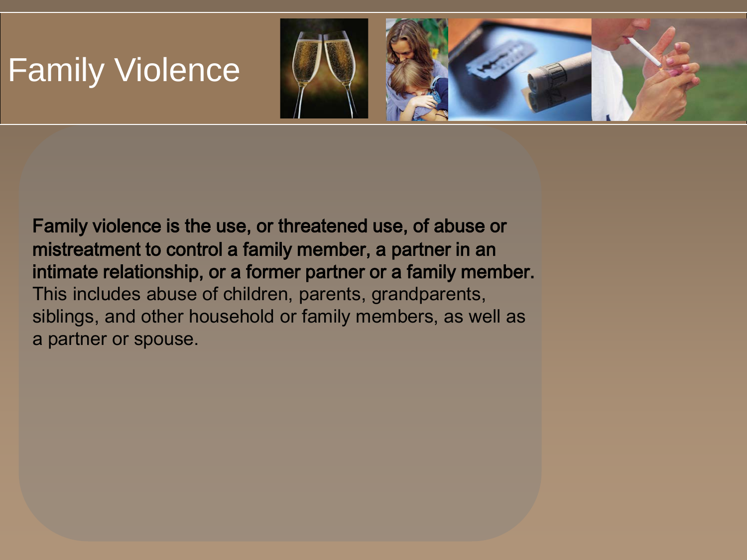# Family Violence

**Family violence is the use, or threatened use, of abuse or mistreatment to control a family member, a partner in an intimate relationship, or a former partner or a family member.** This includes abuse of children, parents, grandparents, siblings, and other household or family members, as well as a partner or spouse.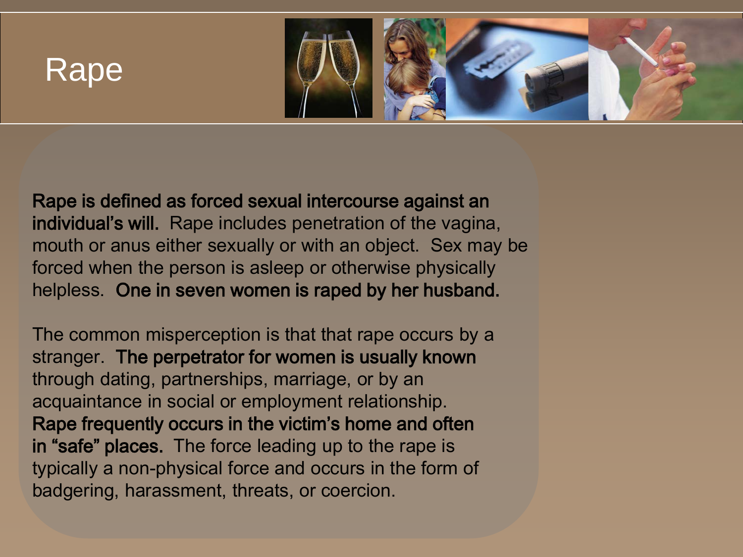# Rape

**Rape is defined as forced sexual intercourse against an individual's will.** Rape includes penetration of the vagina, mouth or anus either sexually or with an object. Sex may be forced when the person is asleep or otherwise physically helpless. **One in seven women is raped by her husband.**

The common misperception is that that rape occurs by a stranger. **The perpetrator for women is usually known** through dating, partnerships, marriage, or by an acquaintance in social or employment relationship. **Rape frequently occurs in the victim's home and often in "safe" places.** The force leading up to the rape is typically a non-physical force and occurs in the form of badgering, harassment, threats, or coercion.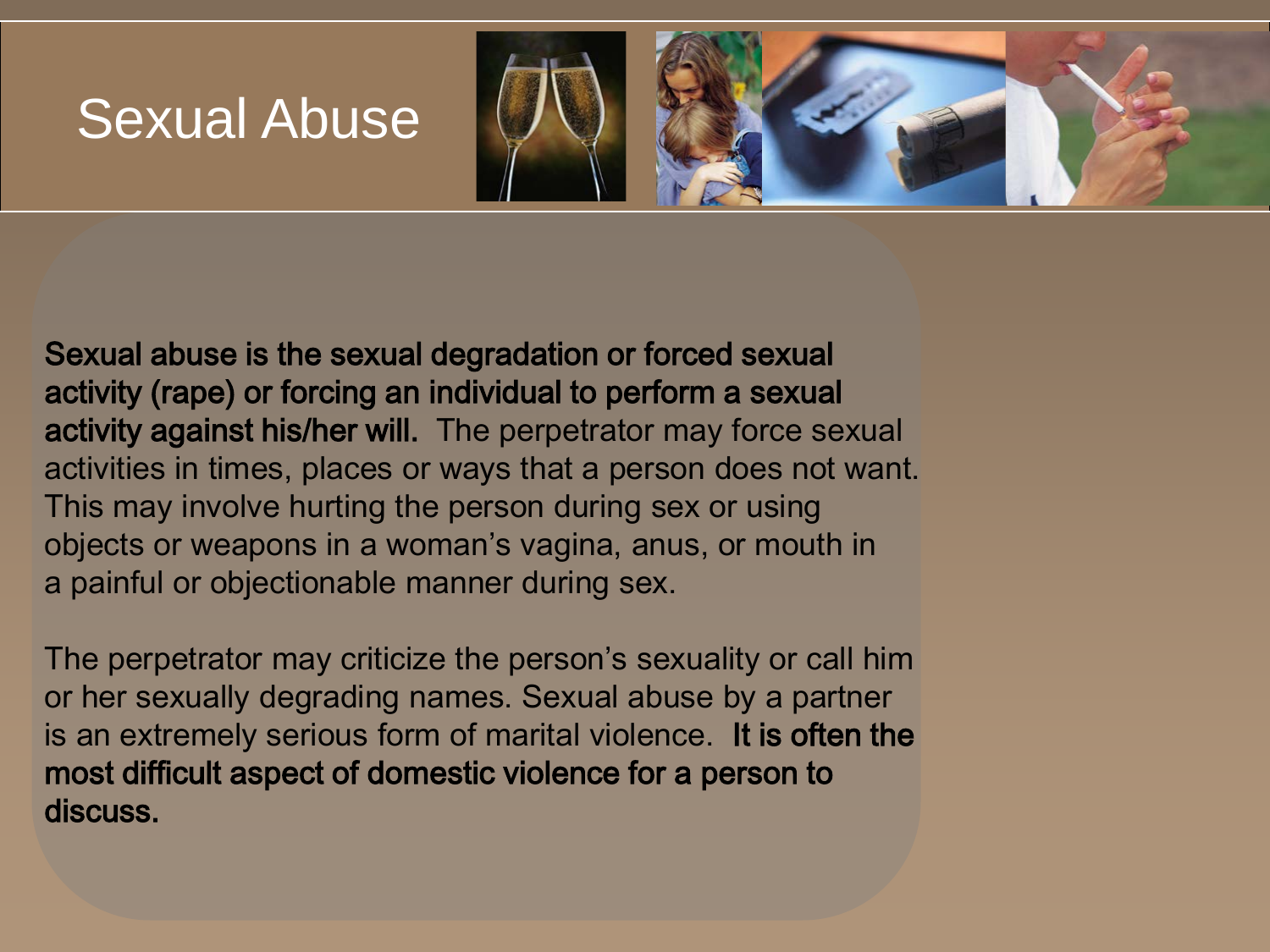# Sexual Abuse

**Sexual abuse is the sexual degradation or forced sexual activity (rape) or forcing an individual to perform a sexual activity against his/her will.** The perpetrator may force sexual activities in times, places or ways that a person does not want. This may involve hurting the person during sex or using objects or weapons in a woman's vagina, anus, or mouth in a painful or objectionable manner during sex.

The perpetrator may criticize the person's sexuality or call him or her sexually degrading names. Sexual abuse by a partner is an extremely serious form of marital violence. **It is often the most difficult aspect of domestic violence for a person to discuss.**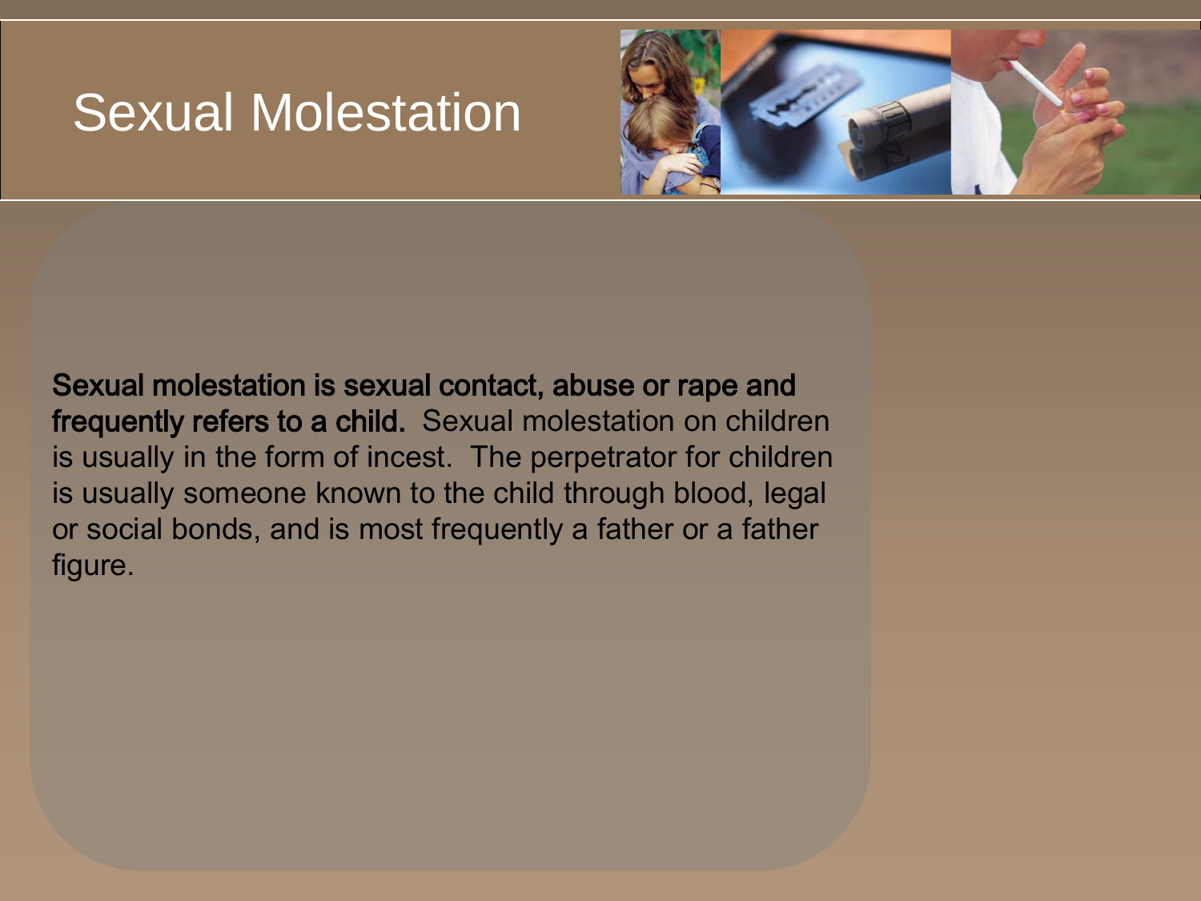# Sexual Molestation

**Sexual molestation is sexual contact, abuse or rape and frequently refers to a child.** Sexual molestation on children is usually in the form of incest. The perpetrator for children is usually someone known to the child through blood, legal or social bonds, and is most frequently a father or a father figure.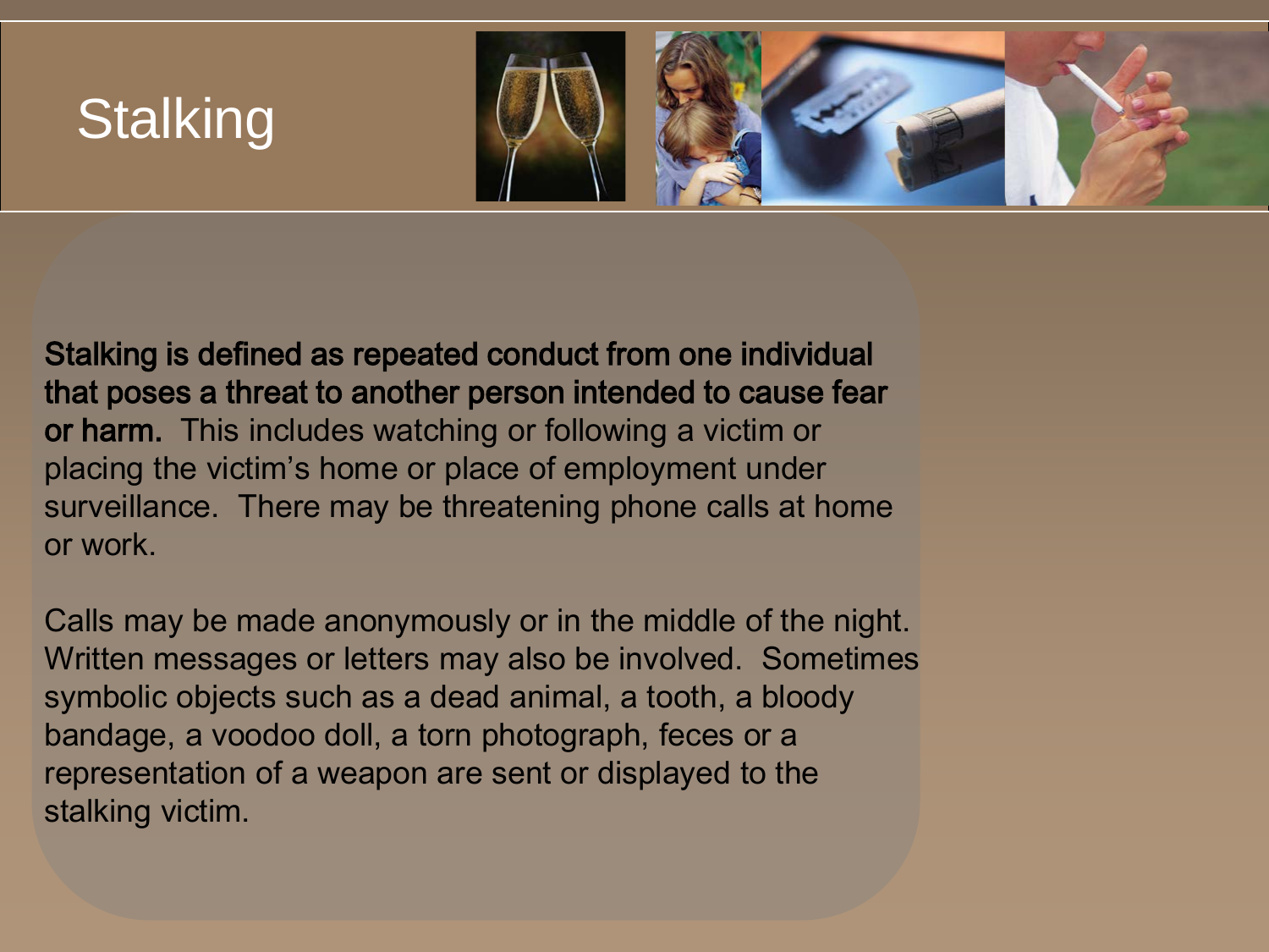# Stalking

**Stalking is defined as repeated conduct from one individual that poses a threat to another person intended to cause fear or harm.** This includes watching or following a victim or placing the victim's home or place of employment under surveillance. There may be threatening phone calls at home or work.

Calls may be made anonymously or in the middle of the night. Written messages or letters may also be involved. Sometimes symbolic objects such as a dead animal, a tooth, a bloody bandage, a voodoo doll, a torn photograph, feces or a representation of a weapon are sent or displayed to the stalking victim.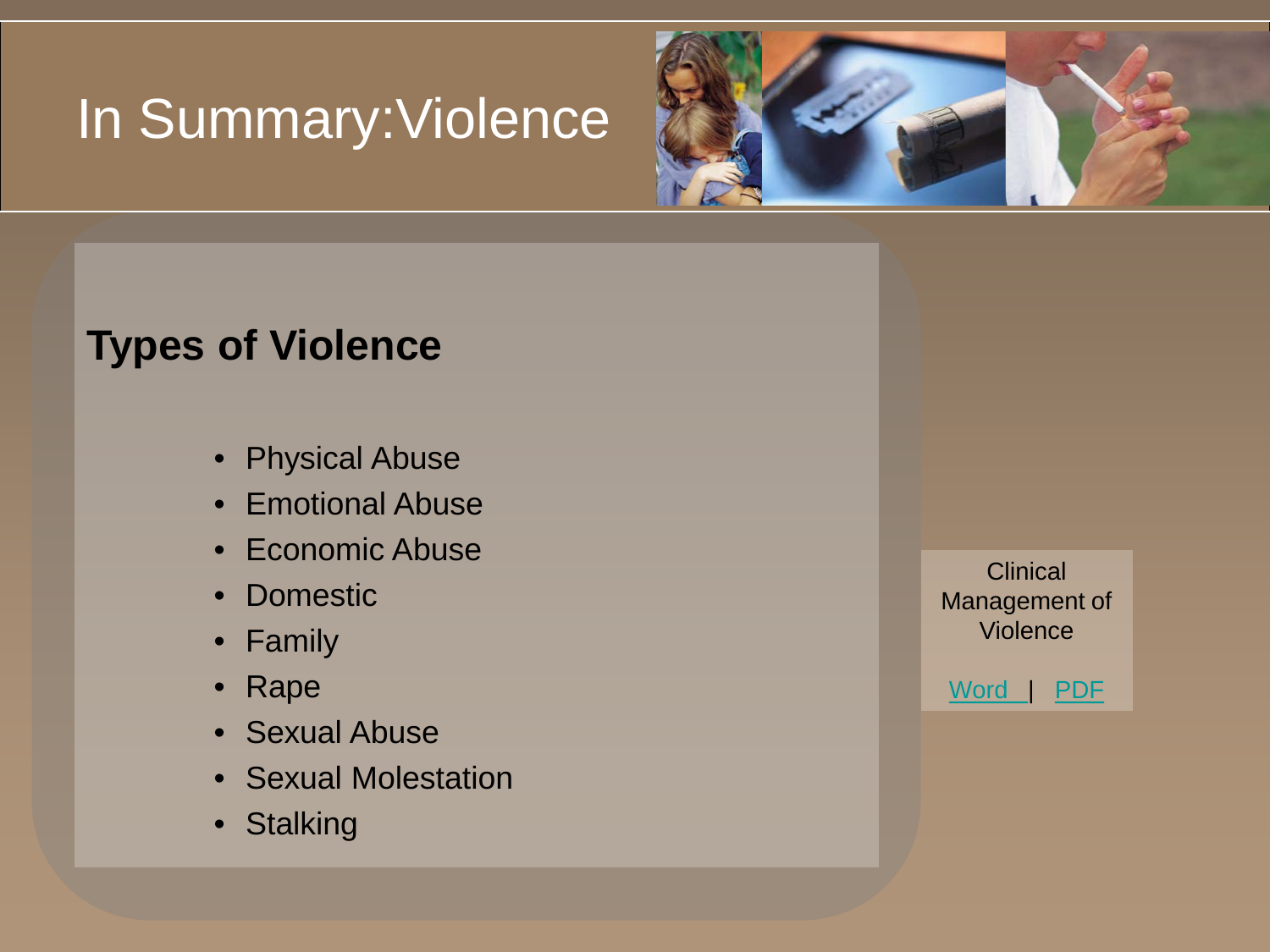# In Summary:Violence

## Types of Violence

- Physical Abuse
- Emotional Abuse
- Economic Abuse
- Domestic
- Family
- Rape
- Sexual Abuse
- Sexual Molestation
- Stalking

Clinical Management of Violence

Word | PDF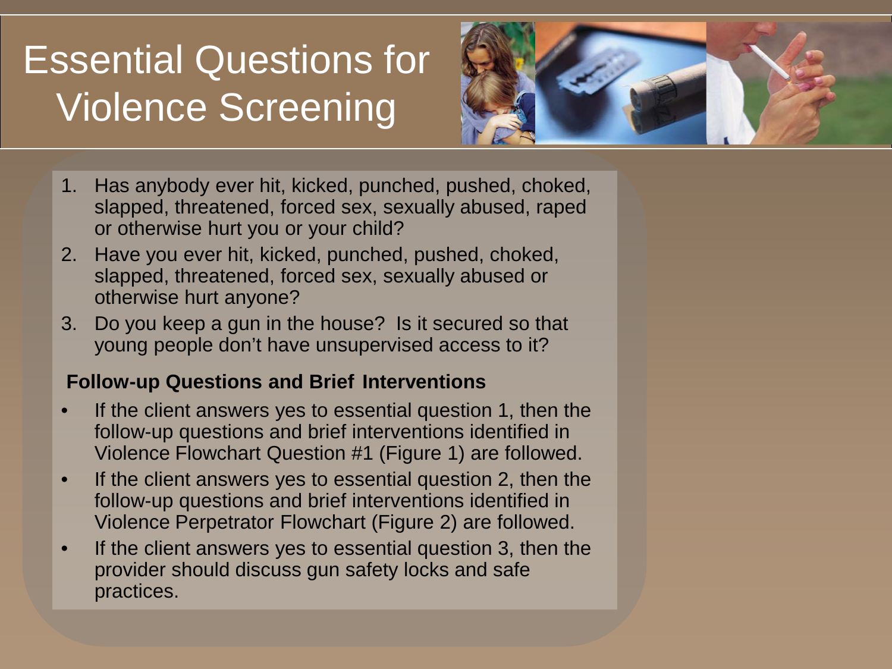# Essential Questions for Violence Screening

1. Has anybody ever hit, kicked, punched, pushed, choked, slapped, threatened, forced sex, sexually abused, raped or otherwise hurt you or your child?
2. Have you ever hit, kicked, punched, pushed, choked, slapped, threatened, forced sex, sexually abused or otherwise hurt anyone?
3. Do you keep a gun in the house? Is it secured so that young people don't have unsupervised access to it?

**Follow-up Questions and Brief Interventions**

- If the client answers yes to essential question 1, then the follow-up questions and brief interventions identified in Violence Flowchart Question #1 (Figure 1) are followed.
- If the client answers yes to essential question 2, then the follow-up questions and brief interventions identified in Violence Perpetrator Flowchart (Figure 2) are followed.
- If the client answers yes to essential question 3, then the provider should discuss gun safety locks and safe practices.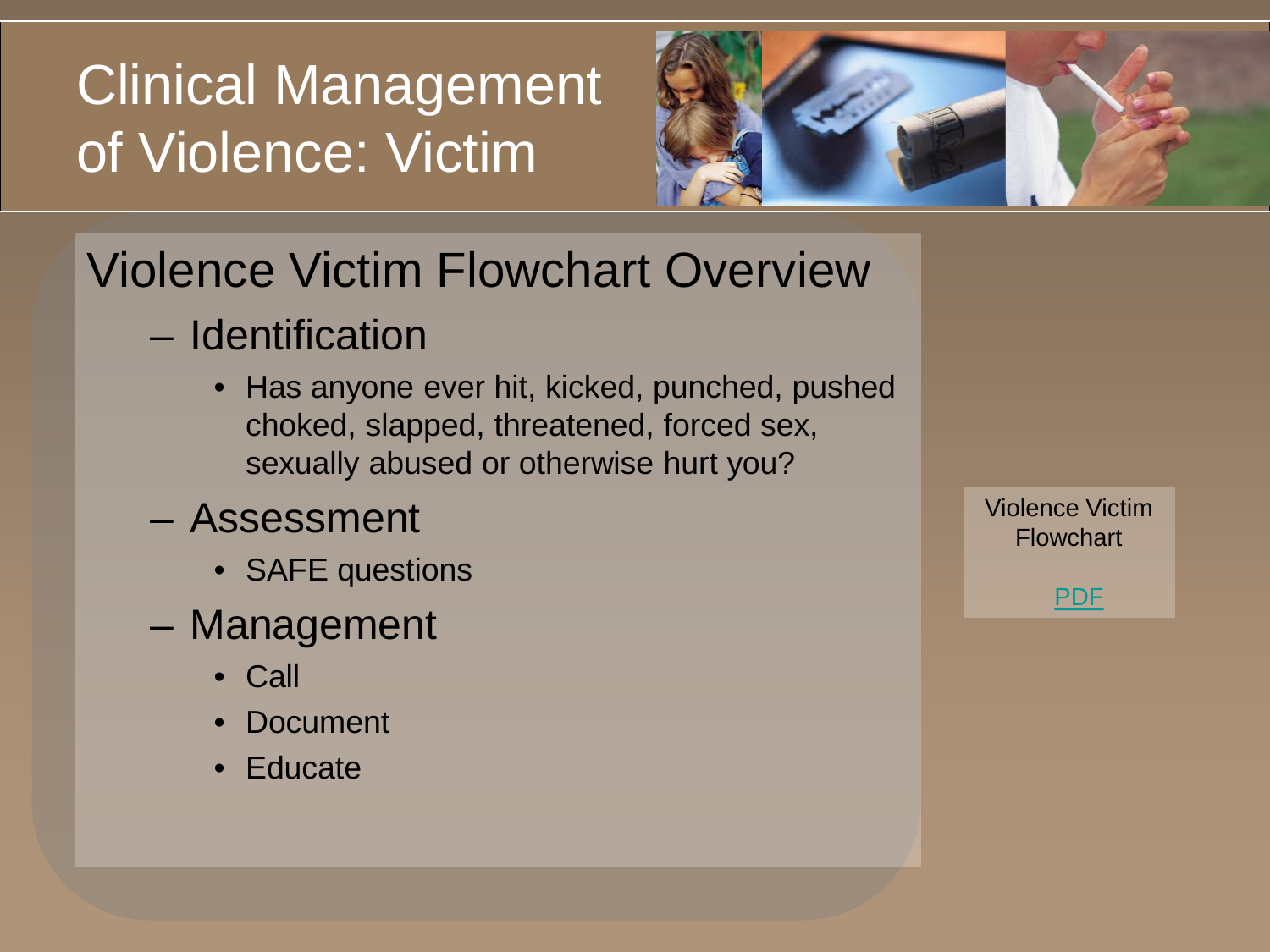# Clinical Management of Violence: Victim

## Violence Victim Flowchart Overview

- Identification
  - Has anyone ever hit, kicked, punched, pushed choked, slapped, threatened, forced sex, sexually abused or otherwise hurt you?
- Assessment
  - SAFE questions
- Management
  - Call
  - Document
  - Educate

Violence Victim Flowchart

PDF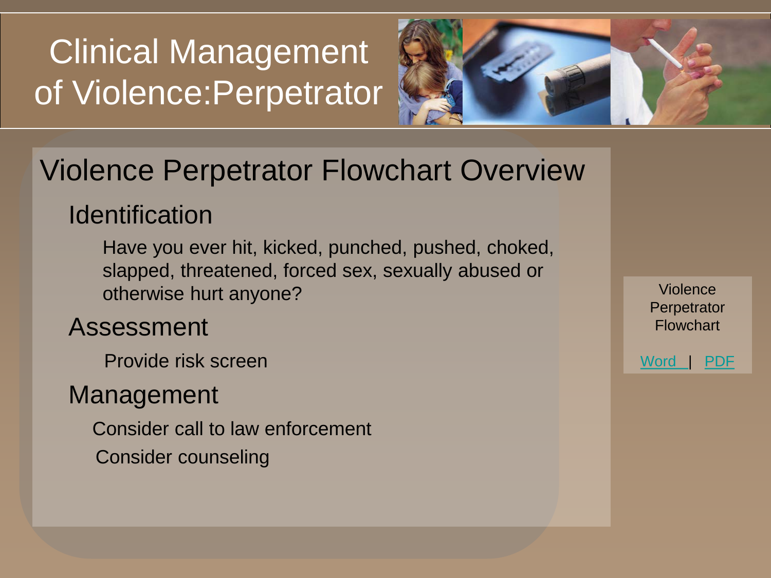# Clinical Management of Violence:Perpetrator

## Violence Perpetrator Flowchart Overview

### Identification

Have you ever hit, kicked, punched, pushed, choked, slapped, threatened, forced sex, sexually abused or otherwise hurt anyone?

### Assessment

Provide risk screen

### Management

Consider call to law enforcement

Consider counseling

Violence Perpetrator Flowchart

Word | PDF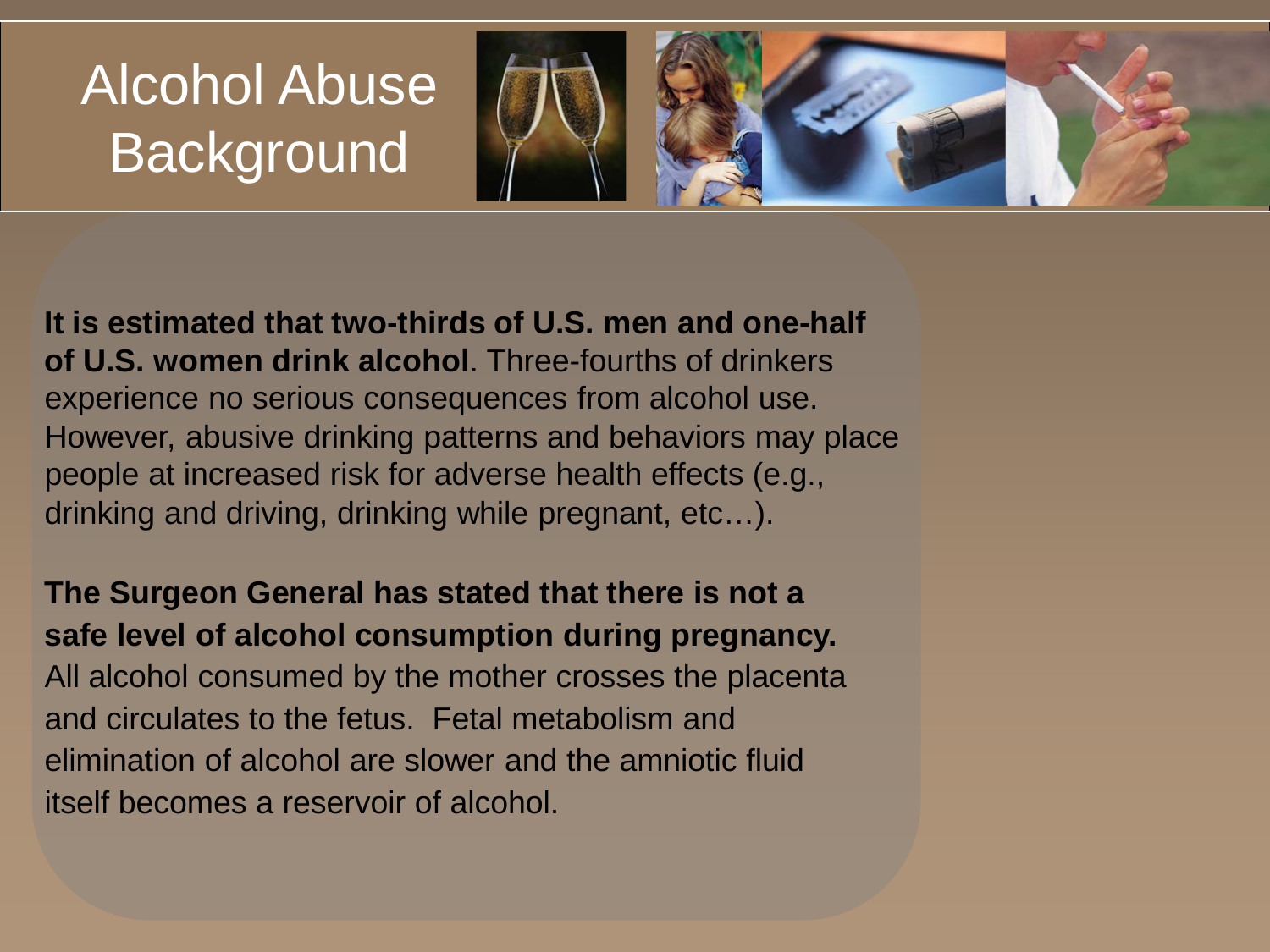# Alcohol Abuse Background

**It is estimated that two-thirds of U.S. men and one-half of U.S. women drink alcohol**. Three-fourths of drinkers experience no serious consequences from alcohol use. However, abusive drinking patterns and behaviors may place people at increased risk for adverse health effects (e.g., drinking and driving, drinking while pregnant, etc…).

**The Surgeon General has stated that there is not a safe level of alcohol consumption during pregnancy.** All alcohol consumed by the mother crosses the placenta and circulates to the fetus. Fetal metabolism and elimination of alcohol are slower and the amniotic fluid itself becomes a reservoir of alcohol.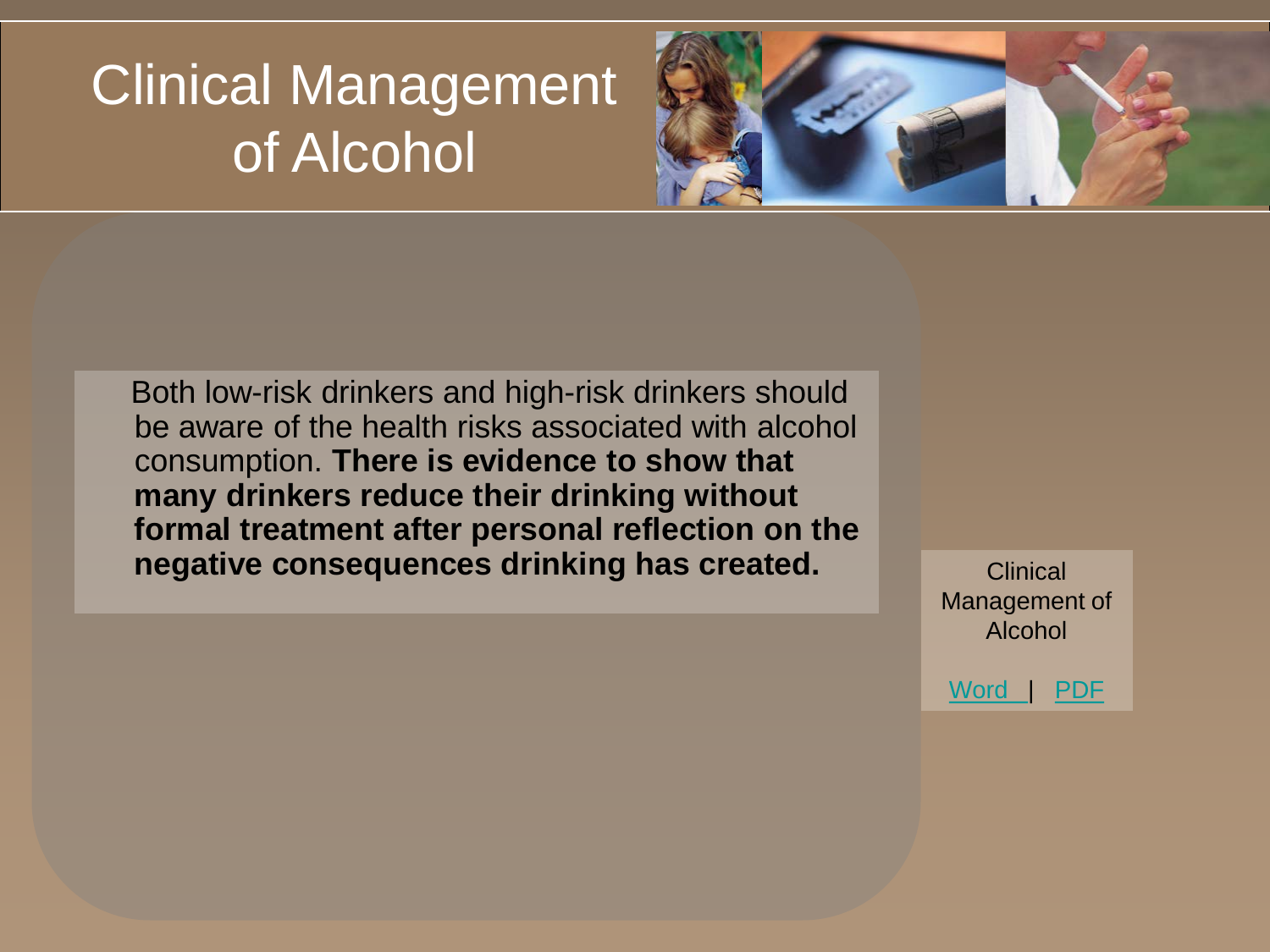# Clinical Management of Alcohol

Both low-risk drinkers and high-risk drinkers should be aware of the health risks associated with alcohol consumption. **There is evidence to show that many drinkers reduce their drinking without formal treatment after personal reflection on the negative consequences drinking has created.**

Clinical Management of Alcohol

Word | PDF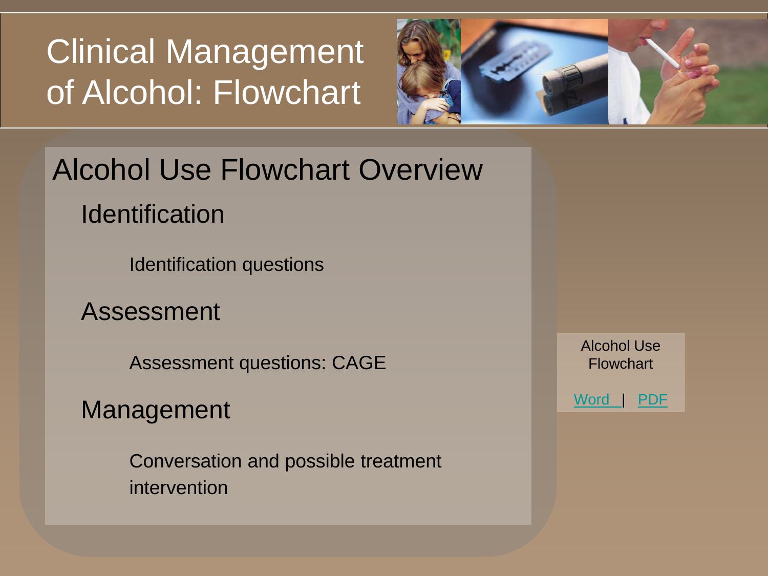# Clinical Management of Alcohol: Flowchart

## Alcohol Use Flowchart Overview

### Identification

Identification questions

### Assessment

Assessment questions: CAGE

### Management

Conversation and possible treatment intervention

Alcohol Use Flowchart

Word | PDF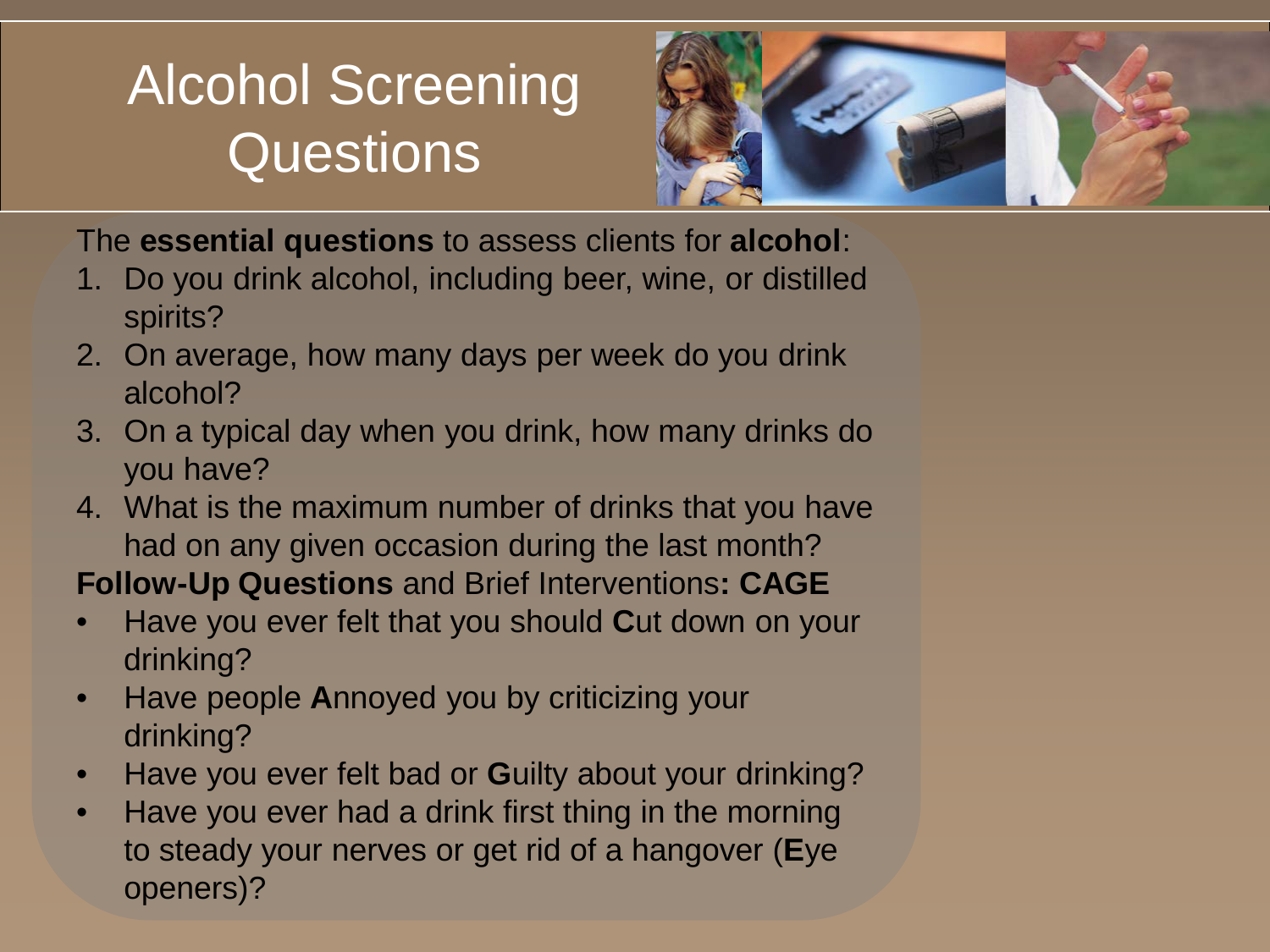# Alcohol Screening Questions

The **essential questions** to assess clients for **alcohol**:

1. Do you drink alcohol, including beer, wine, or distilled spirits?
2. On average, how many days per week do you drink alcohol?
3. On a typical day when you drink, how many drinks do you have?
4. What is the maximum number of drinks that you have had on any given occasion during the last month?

**Follow-Up Questions** and Brief Interventions**: CAGE**

- Have you ever felt that you should **C**ut down on your drinking?
- Have people **A**nnoyed you by criticizing your drinking?
- Have you ever felt bad or **G**uilty about your drinking?
- Have you ever had a drink first thing in the morning to steady your nerves or get rid of a hangover (**E**ye openers)?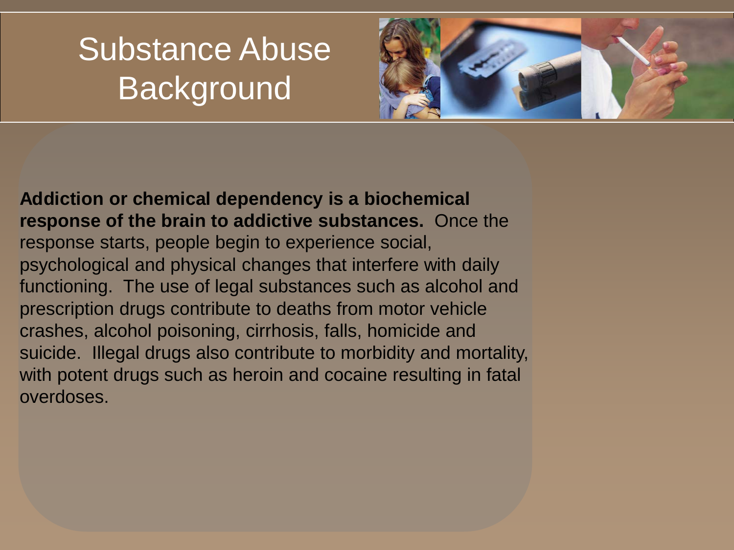# Substance Abuse Background

**Addiction or chemical dependency is a biochemical response of the brain to addictive substances.** Once the response starts, people begin to experience social, psychological and physical changes that interfere with daily functioning. The use of legal substances such as alcohol and prescription drugs contribute to deaths from motor vehicle crashes, alcohol poisoning, cirrhosis, falls, homicide and suicide. Illegal drugs also contribute to morbidity and mortality, with potent drugs such as heroin and cocaine resulting in fatal overdoses.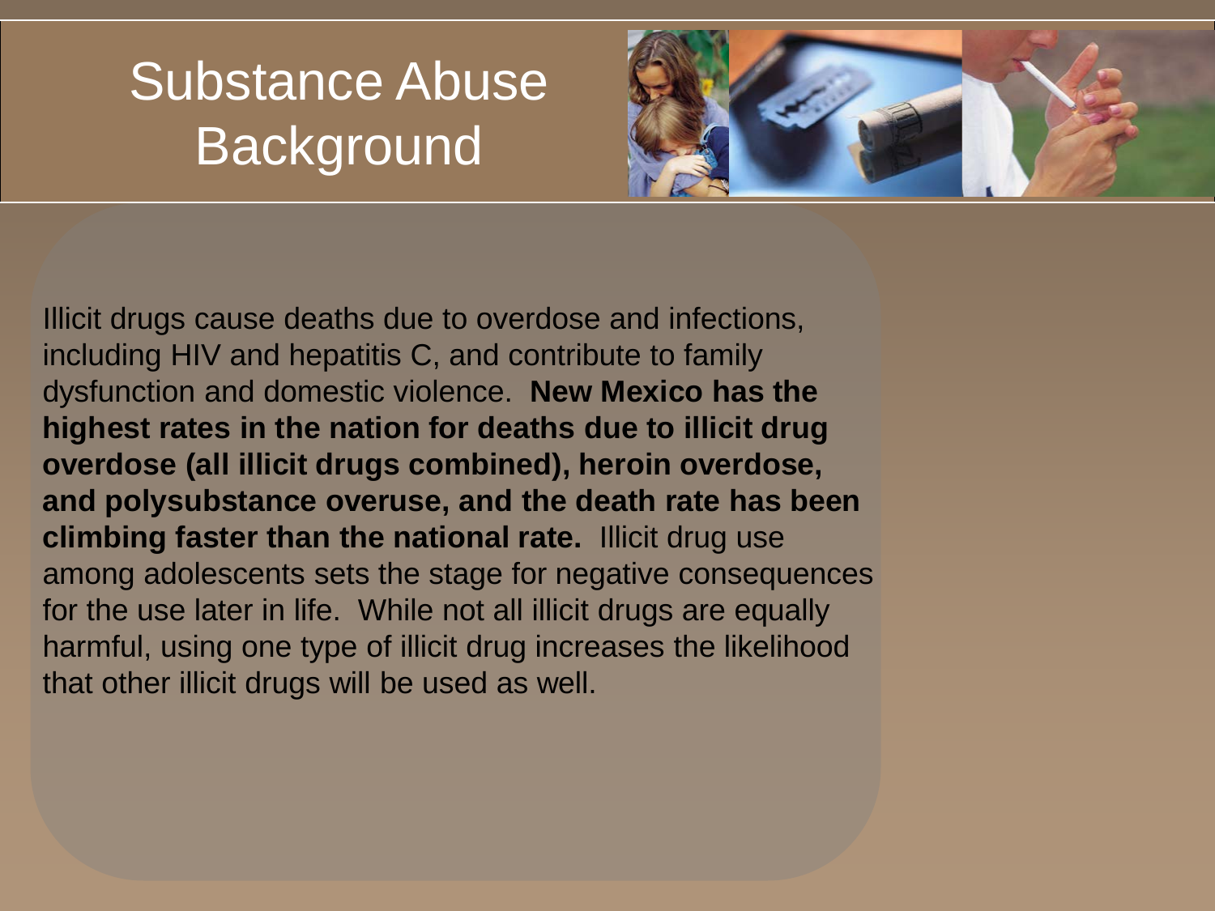# Substance Abuse Background

Illicit drugs cause deaths due to overdose and infections, including HIV and hepatitis C, and contribute to family dysfunction and domestic violence. **New Mexico has the highest rates in the nation for deaths due to illicit drug overdose (all illicit drugs combined), heroin overdose, and polysubstance overuse, and the death rate has been climbing faster than the national rate.** Illicit drug use among adolescents sets the stage for negative consequences for the use later in life. While not all illicit drugs are equally harmful, using one type of illicit drug increases the likelihood that other illicit drugs will be used as well.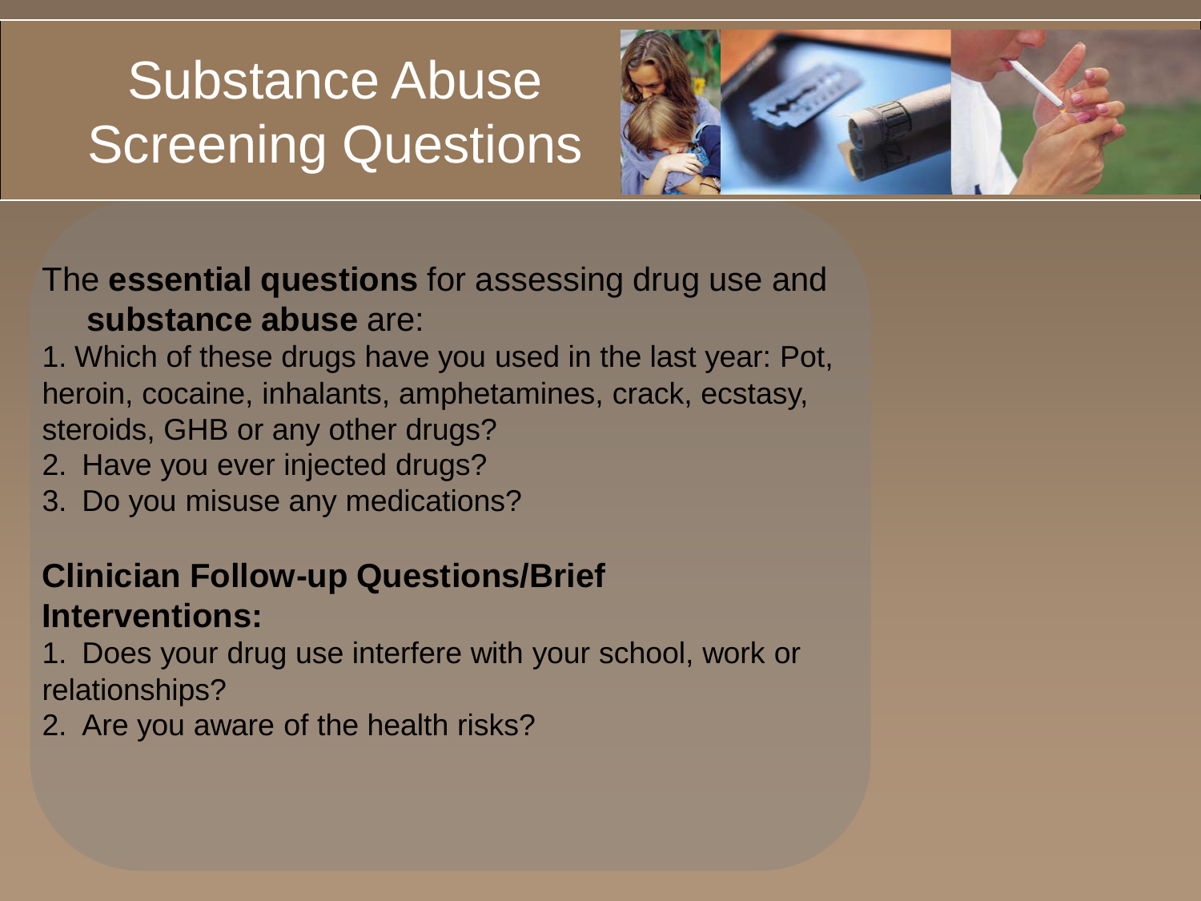# Substance Abuse Screening Questions

The **essential questions** for assessing drug use and **substance abuse** are:

1. Which of these drugs have you used in the last year: Pot, heroin, cocaine, inhalants, amphetamines, crack, ecstasy, steroids, GHB or any other drugs?
2. Have you ever injected drugs?
3. Do you misuse any medications?

**Clinician Follow-up Questions/Brief Interventions:**

1. Does your drug use interfere with your school, work or relationships?
2. Are you aware of the health risks?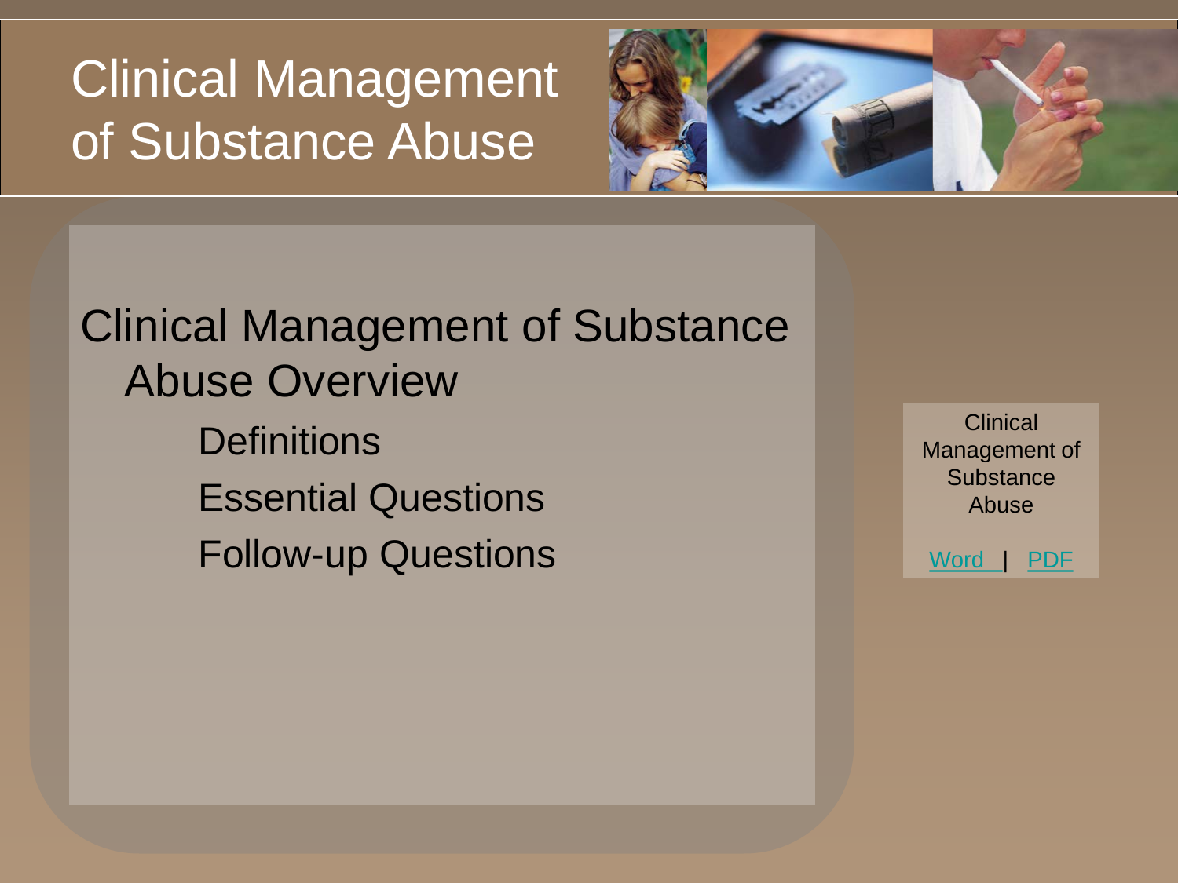# Clinical Management of Substance Abuse

## Clinical Management of Substance Abuse Overview

- Definitions
- Essential Questions
- Follow-up Questions

Clinical Management of Substance Abuse

Word | PDF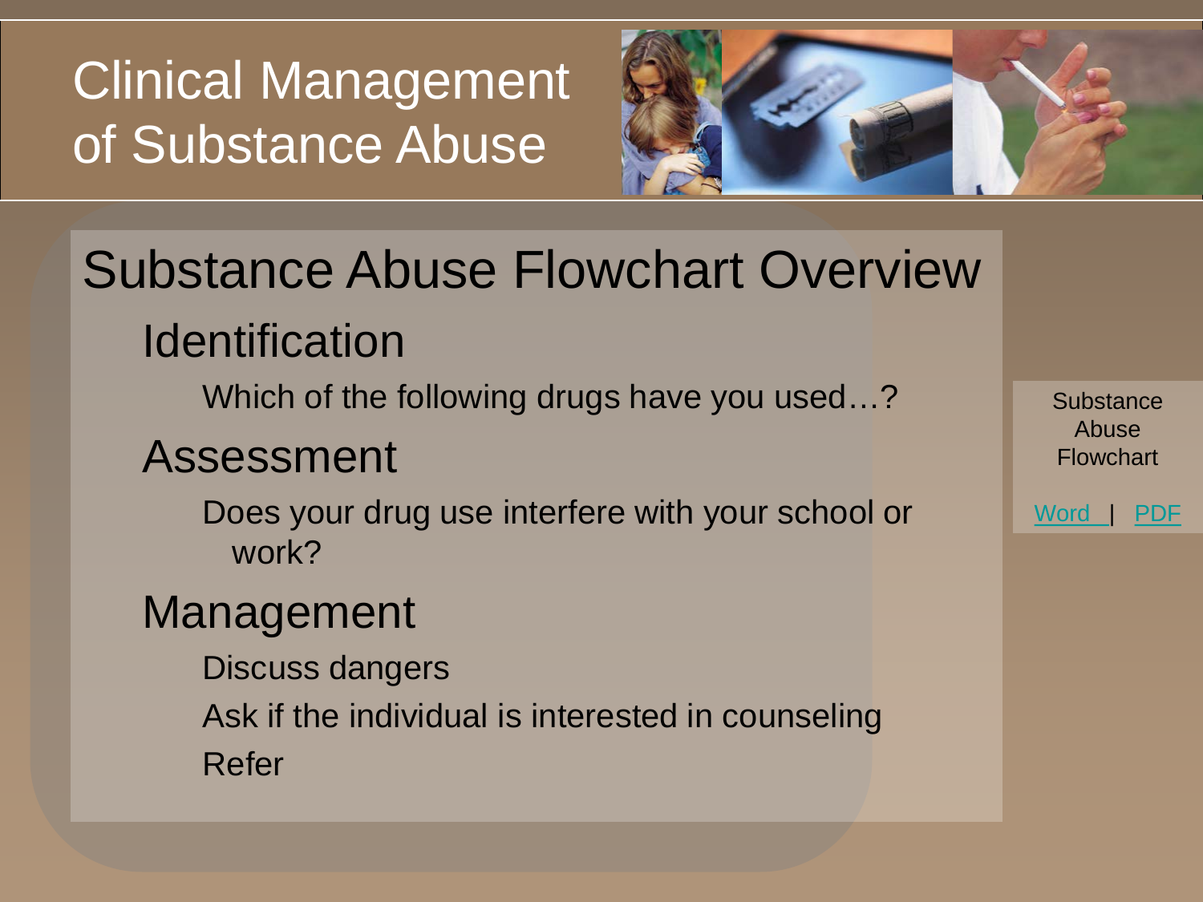# Clinical Management of Substance Abuse

## Substance Abuse Flowchart Overview

### Identification

- Which of the following drugs have you used…?

### Assessment

- Does your drug use interfere with your school or work?

### Management

- Discuss dangers
- Ask if the individual is interested in counseling
- Refer

Substance Abuse Flowchart

Word | PDF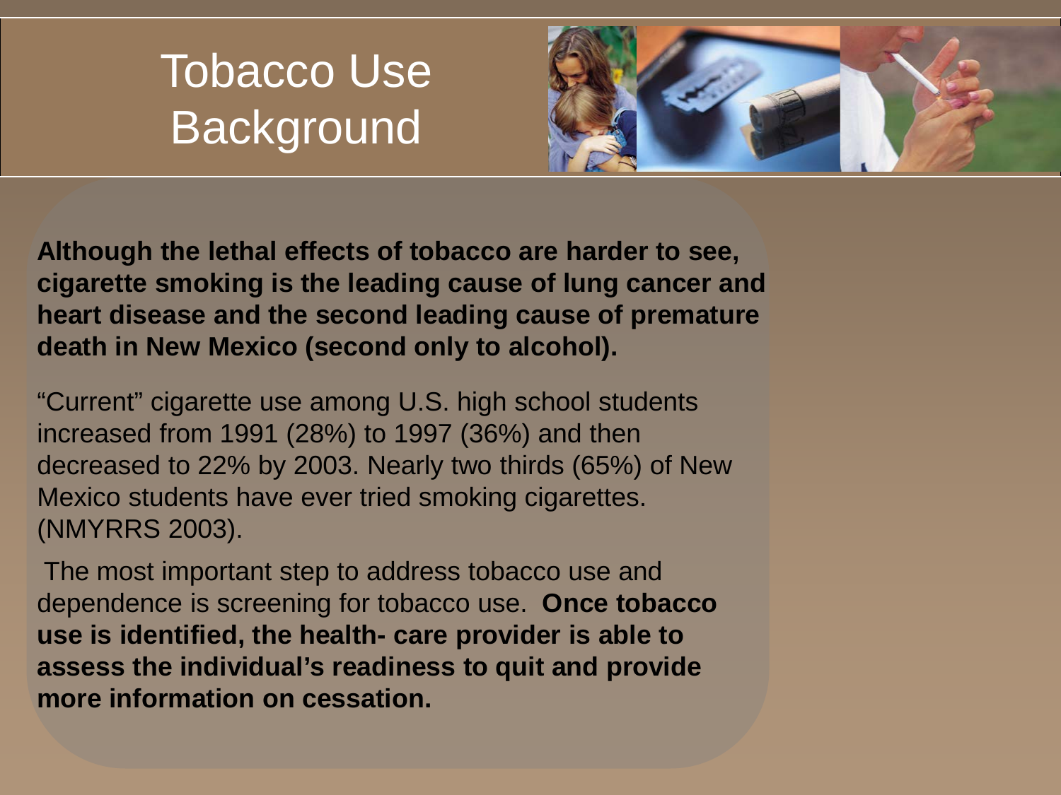# Tobacco Use Background

**Although the lethal effects of tobacco are harder to see, cigarette smoking is the leading cause of lung cancer and heart disease and the second leading cause of premature death in New Mexico (second only to alcohol).**

"Current" cigarette use among U.S. high school students increased from 1991 (28%) to 1997 (36%) and then decreased to 22% by 2003. Nearly two thirds (65%) of New Mexico students have ever tried smoking cigarettes. (NMYRRS 2003).

The most important step to address tobacco use and dependence is screening for tobacco use. **Once tobacco use is identified, the health- care provider is able to assess the individual's readiness to quit and provide more information on cessation.**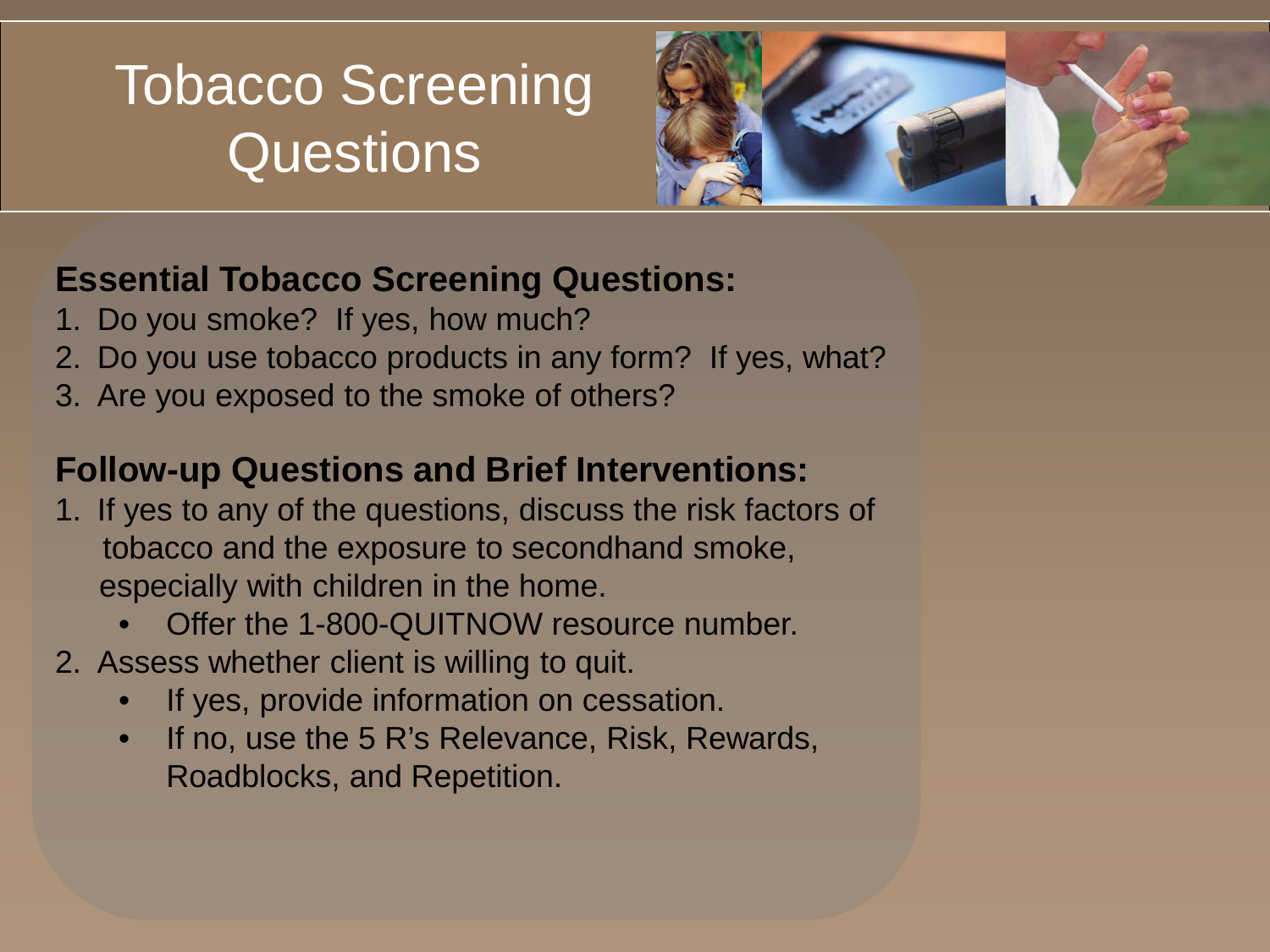# Tobacco Screening Questions

**Essential Tobacco Screening Questions:**

1. Do you smoke? If yes, how much?
2. Do you use tobacco products in any form? If yes, what?
3. Are you exposed to the smoke of others?

**Follow-up Questions and Brief Interventions:**

1. If yes to any of the questions, discuss the risk factors of tobacco and the exposure to secondhand smoke, especially with children in the home.
   - Offer the 1-800-QUITNOW resource number.
2. Assess whether client is willing to quit.
   - If yes, provide information on cessation.
   - If no, use the 5 R's Relevance, Risk, Rewards, Roadblocks, and Repetition.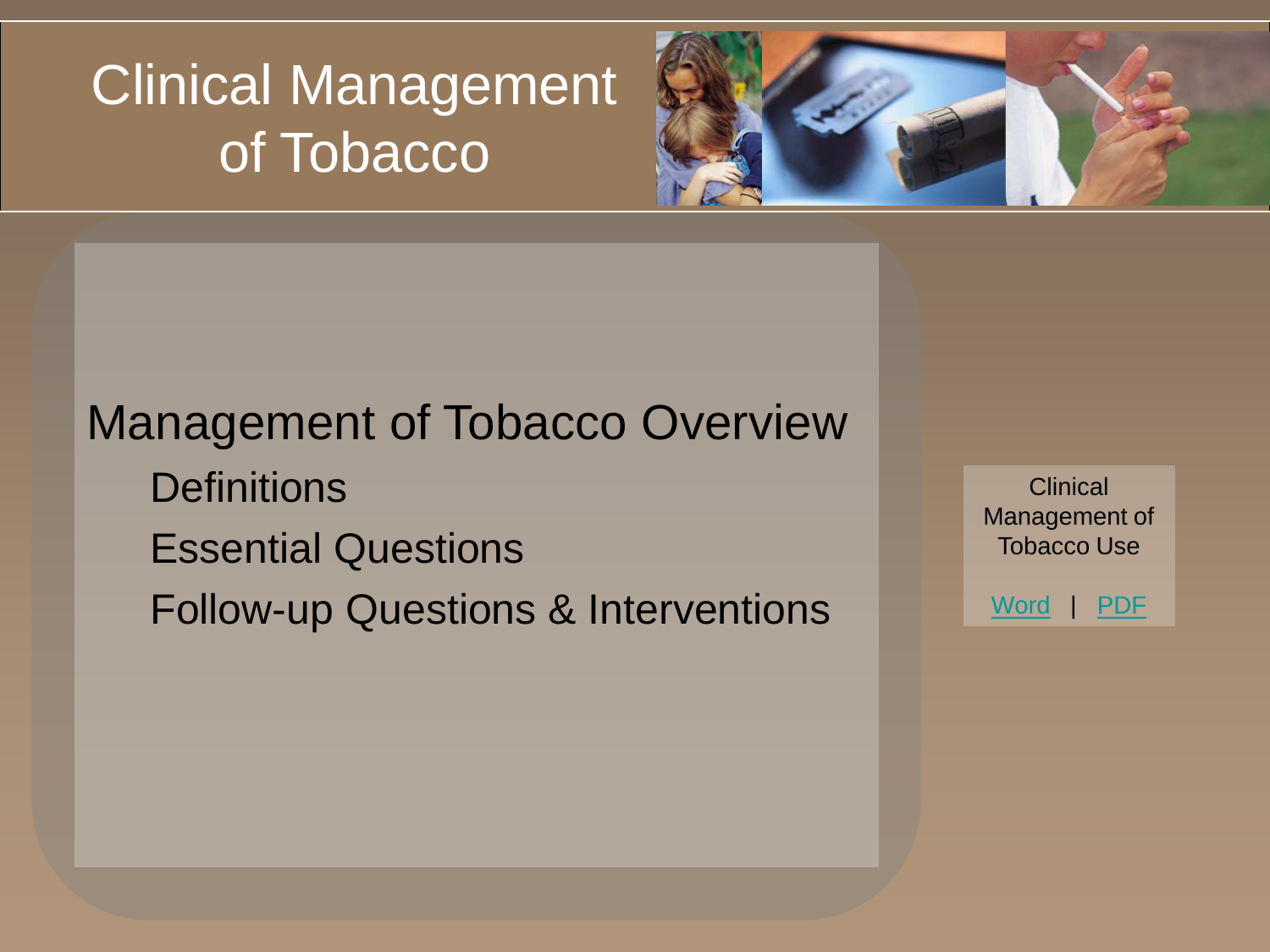# Clinical Management of Tobacco

## Management of Tobacco Overview

- Definitions
- Essential Questions
- Follow-up Questions & Interventions

Clinical Management of Tobacco Use

Word | PDF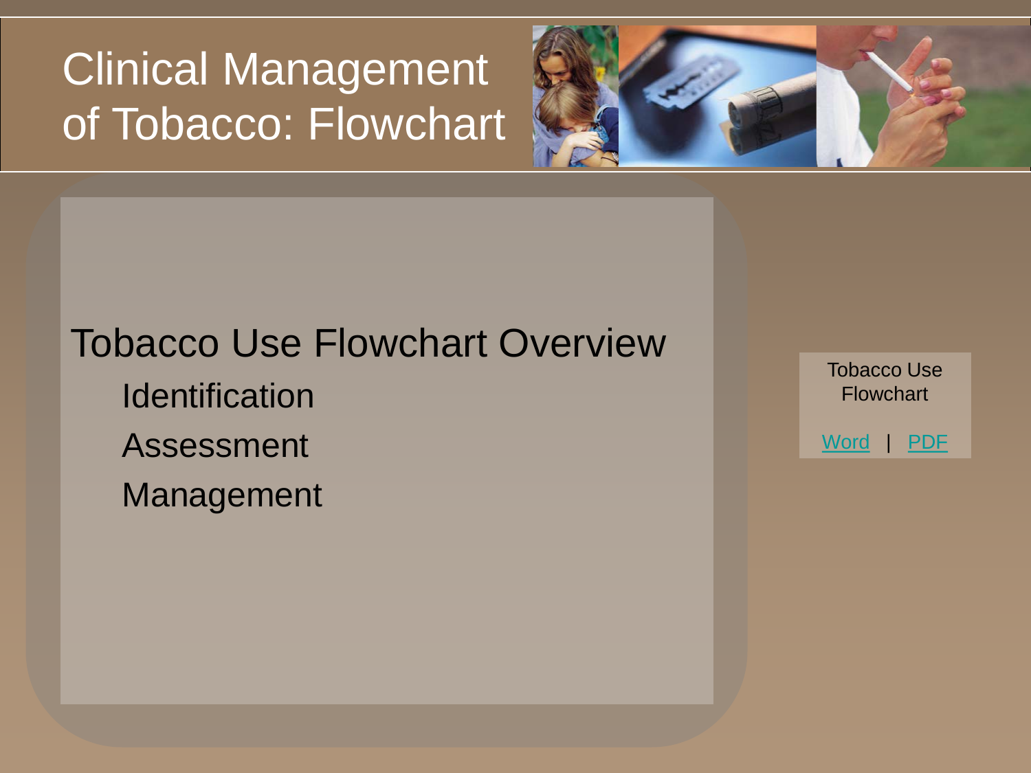# Clinical Management of Tobacco: Flowchart

## Tobacco Use Flowchart Overview

- Identification
- Assessment
- Management

Tobacco Use Flowchart

Word | PDF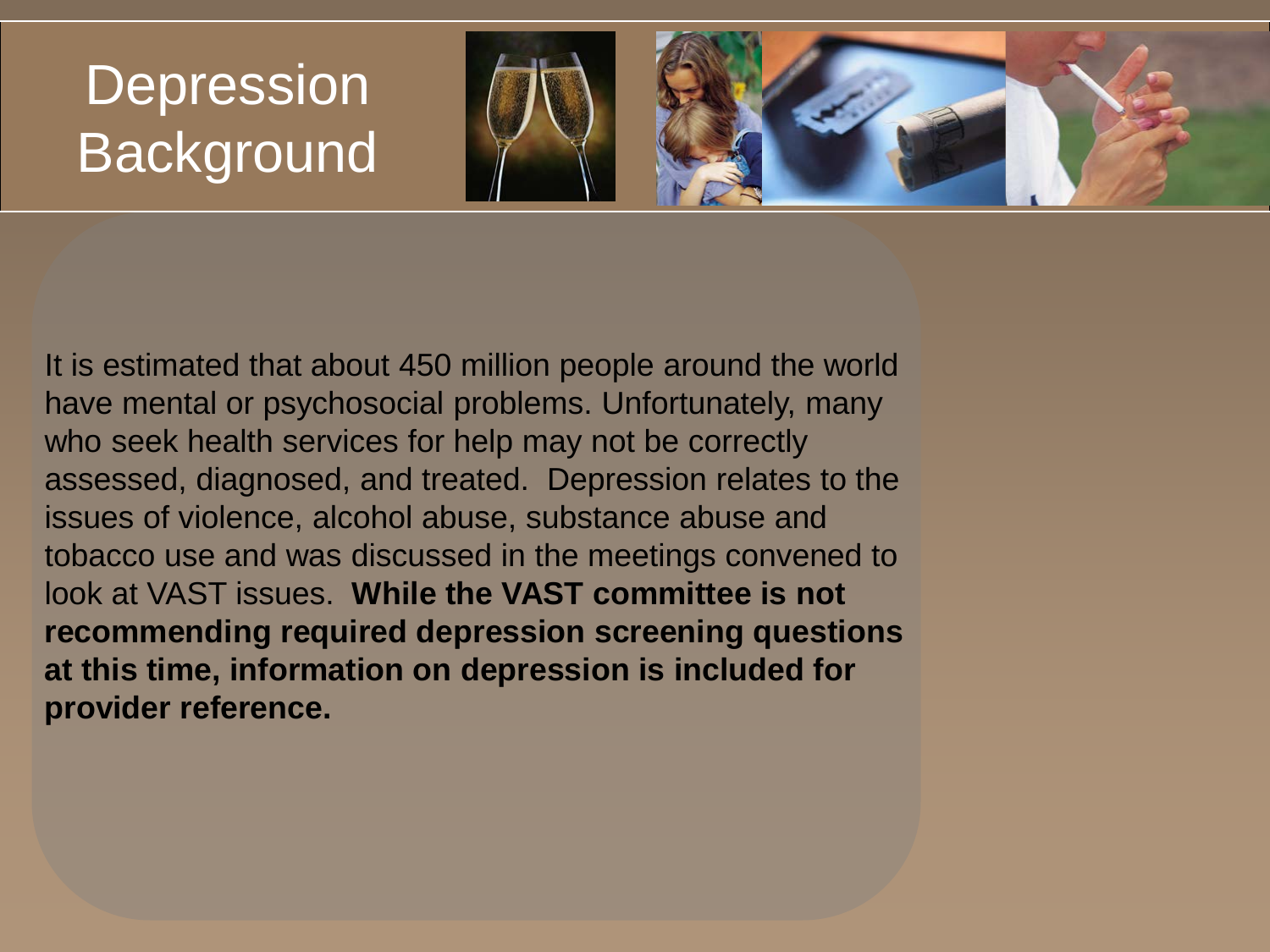# Depression Background

It is estimated that about 450 million people around the world have mental or psychosocial problems. Unfortunately, many who seek health services for help may not be correctly assessed, diagnosed, and treated. Depression relates to the issues of violence, alcohol abuse, substance abuse and tobacco use and was discussed in the meetings convened to look at VAST issues. **While the VAST committee is not recommending required depression screening questions at this time, information on depression is included for provider reference.**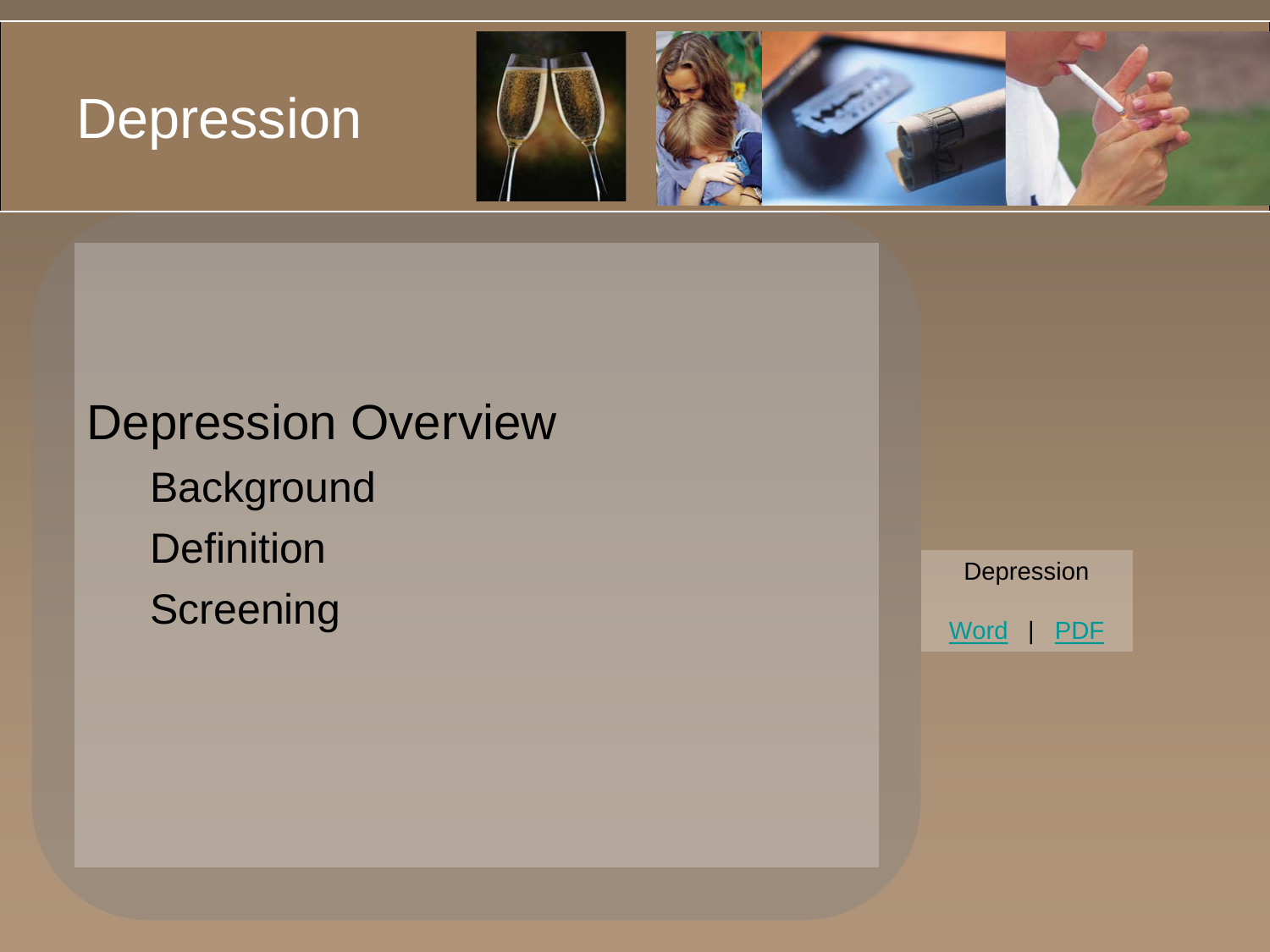# Depression

## Depression Overview

- Background
- Definition
- Screening

Depression

Word | PDF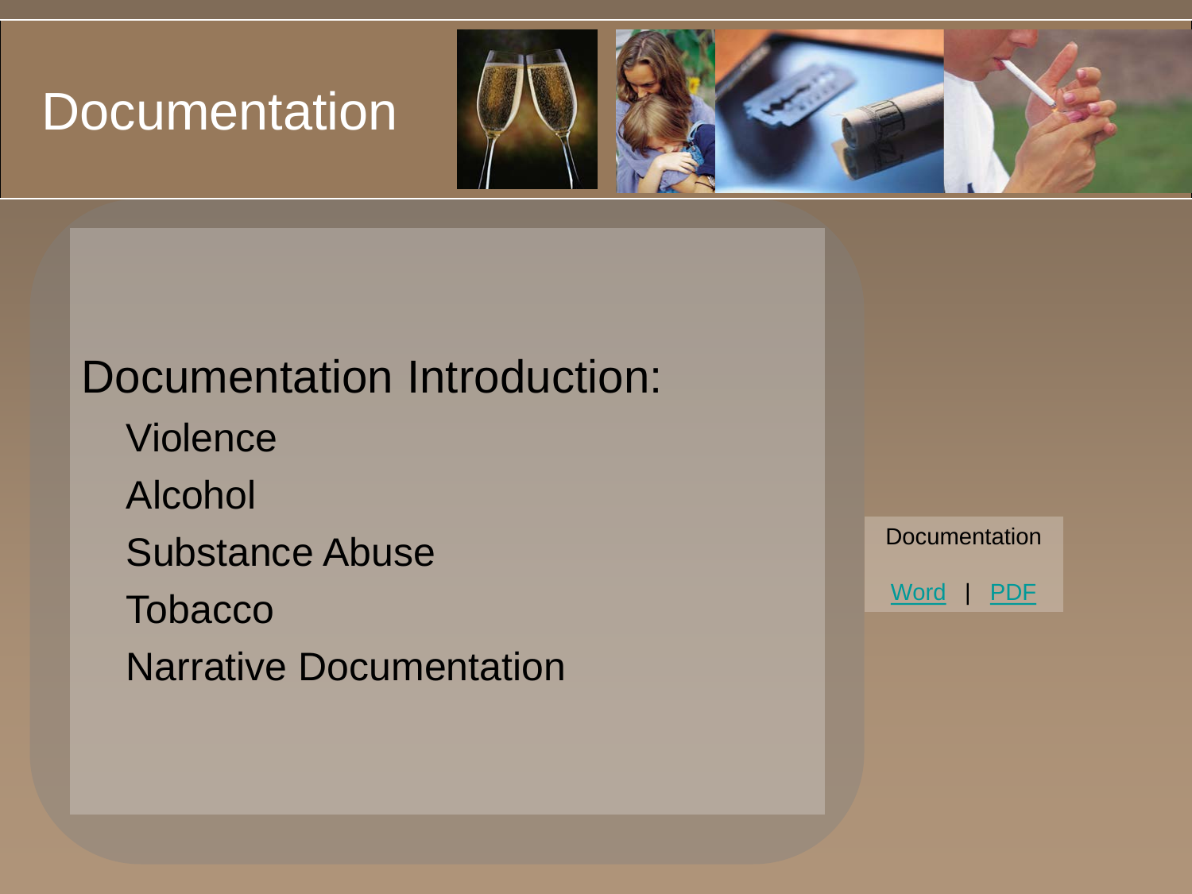# Documentation

## Documentation Introduction:

- Violence
- Alcohol
- Substance Abuse
- Tobacco
- Narrative Documentation

Documentation

Word | PDF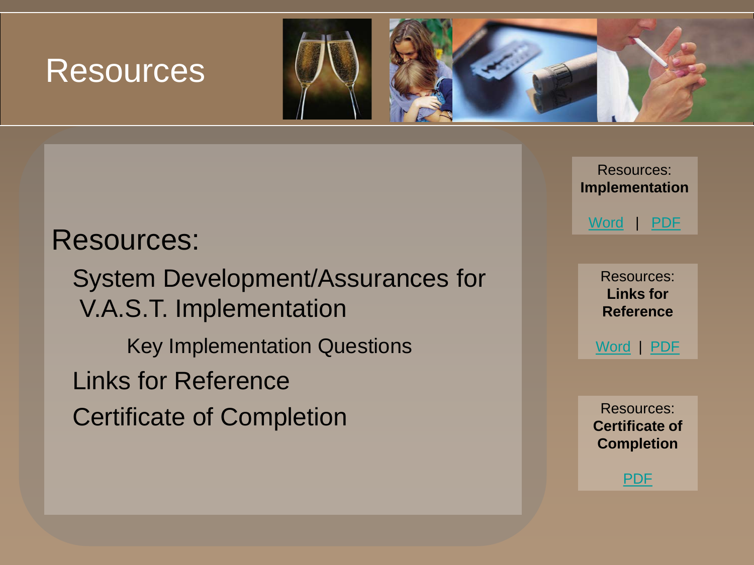# Resources

Resources:

- System Development/Assurances for V.A.S.T. Implementation
  - Key Implementation Questions
- Links for Reference
- Certificate of Completion

Resources: **Implementation**

Word | PDF

Resources: **Links for Reference**

Word | PDF

Resources: **Certificate of Completion**

PDF